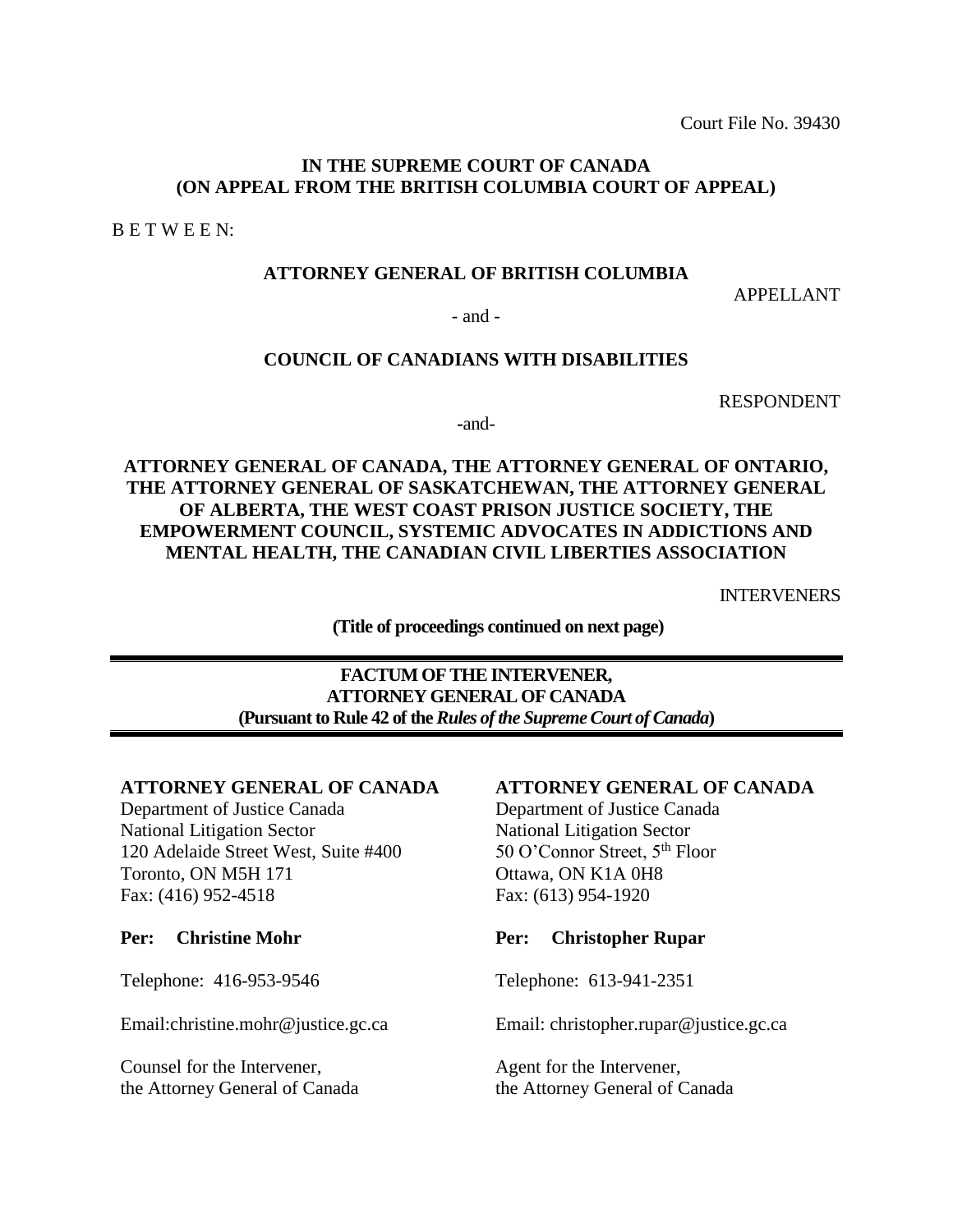Court File No. 39430

**IN THE SUPREME COURT OF CANADA**
**(ON APPEAL FROM THE BRITISH COLUMBIA COURT OF APPEAL)**

B E T W E E N:

**ATTORNEY GENERAL OF BRITISH COLUMBIA**

APPELLANT

- and -

**COUNCIL OF CANADIANS WITH DISABILITIES**

RESPONDENT

-and-

**ATTORNEY GENERAL OF CANADA, THE ATTORNEY GENERAL OF ONTARIO, THE ATTORNEY GENERAL OF SASKATCHEWAN, THE ATTORNEY GENERAL OF ALBERTA, THE WEST COAST PRISON JUSTICE SOCIETY, THE EMPOWERMENT COUNCIL, SYSTEMIC ADVOCATES IN ADDICTIONS AND MENTAL HEALTH, THE CANADIAN CIVIL LIBERTIES ASSOCIATION**

INTERVENERS

**(Title of proceedings continued on next page)**

---

**FACTUM OF THE INTERVENER,**
**ATTORNEY GENERAL OF CANADA**
**(Pursuant to Rule 42 of the *Rules of the Supreme Court of Canada*)**

---

**ATTORNEY GENERAL OF CANADA**
Department of Justice Canada
National Litigation Sector
120 Adelaide Street West, Suite #400
Toronto, ON M5H 171
Fax: (416) 952-4518

**Per: Christine Mohr**

Telephone: 416-953-9546

Email:christine.mohr@justice.gc.ca

Counsel for the Intervener,
the Attorney General of Canada

**ATTORNEY GENERAL OF CANADA**
Department of Justice Canada
National Litigation Sector
50 O'Connor Street, 5th Floor
Ottawa, ON K1A 0H8
Fax: (613) 954-1920

**Per: Christopher Rupar**

Telephone: 613-941-2351

Email: christopher.rupar@justice.gc.ca

Agent for the Intervener,
the Attorney General of Canada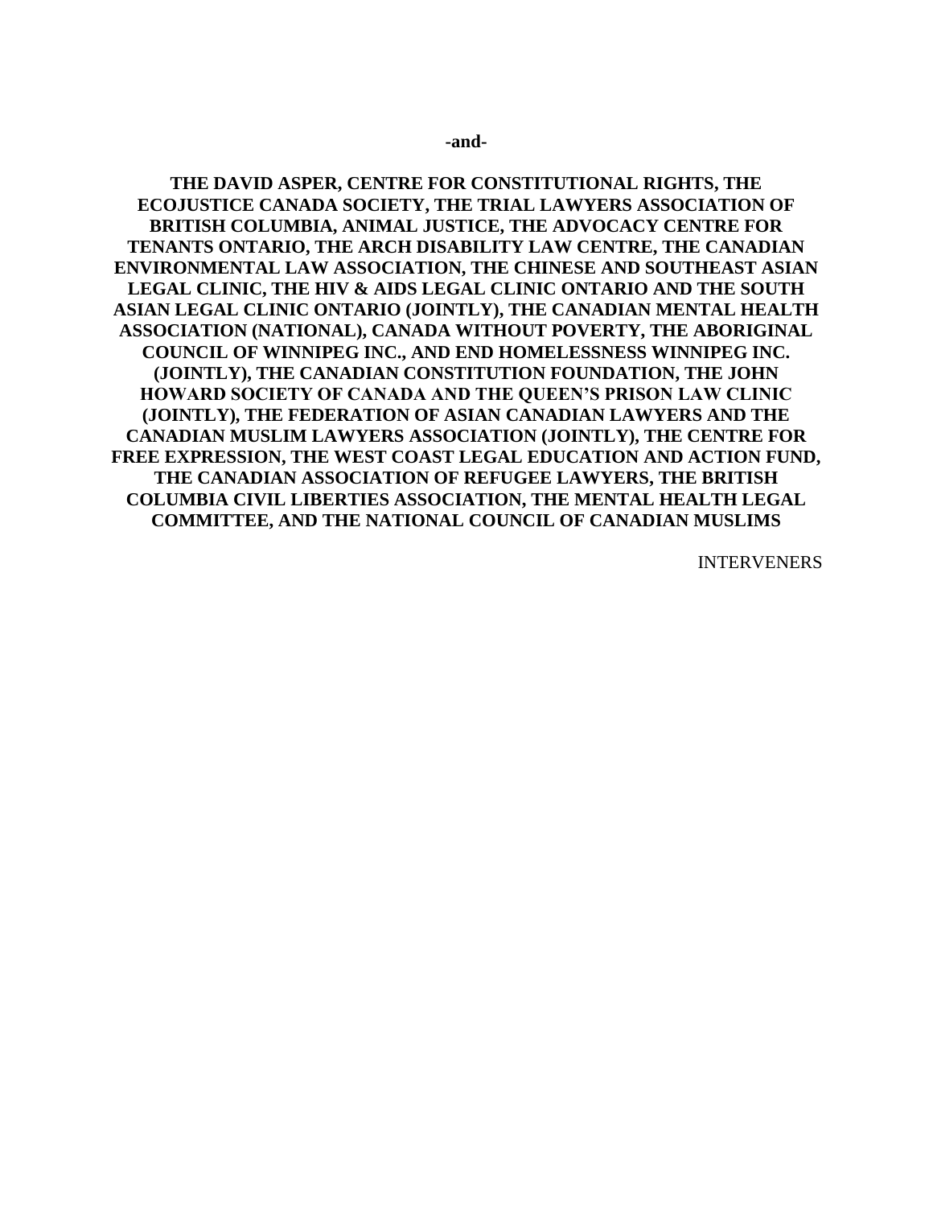**-and-**

**THE DAVID ASPER, CENTRE FOR CONSTITUTIONAL RIGHTS, THE ECOJUSTICE CANADA SOCIETY, THE TRIAL LAWYERS ASSOCIATION OF BRITISH COLUMBIA, ANIMAL JUSTICE, THE ADVOCACY CENTRE FOR TENANTS ONTARIO, THE ARCH DISABILITY LAW CENTRE, THE CANADIAN ENVIRONMENTAL LAW ASSOCIATION, THE CHINESE AND SOUTHEAST ASIAN LEGAL CLINIC, THE HIV & AIDS LEGAL CLINIC ONTARIO AND THE SOUTH ASIAN LEGAL CLINIC ONTARIO (JOINTLY), THE CANADIAN MENTAL HEALTH ASSOCIATION (NATIONAL), CANADA WITHOUT POVERTY, THE ABORIGINAL COUNCIL OF WINNIPEG INC., AND END HOMELESSNESS WINNIPEG INC. (JOINTLY), THE CANADIAN CONSTITUTION FOUNDATION, THE JOHN HOWARD SOCIETY OF CANADA AND THE QUEEN'S PRISON LAW CLINIC (JOINTLY), THE FEDERATION OF ASIAN CANADIAN LAWYERS AND THE CANADIAN MUSLIM LAWYERS ASSOCIATION (JOINTLY), THE CENTRE FOR FREE EXPRESSION, THE WEST COAST LEGAL EDUCATION AND ACTION FUND, THE CANADIAN ASSOCIATION OF REFUGEE LAWYERS, THE BRITISH COLUMBIA CIVIL LIBERTIES ASSOCIATION, THE MENTAL HEALTH LEGAL COMMITTEE, AND THE NATIONAL COUNCIL OF CANADIAN MUSLIMS**

INTERVENERS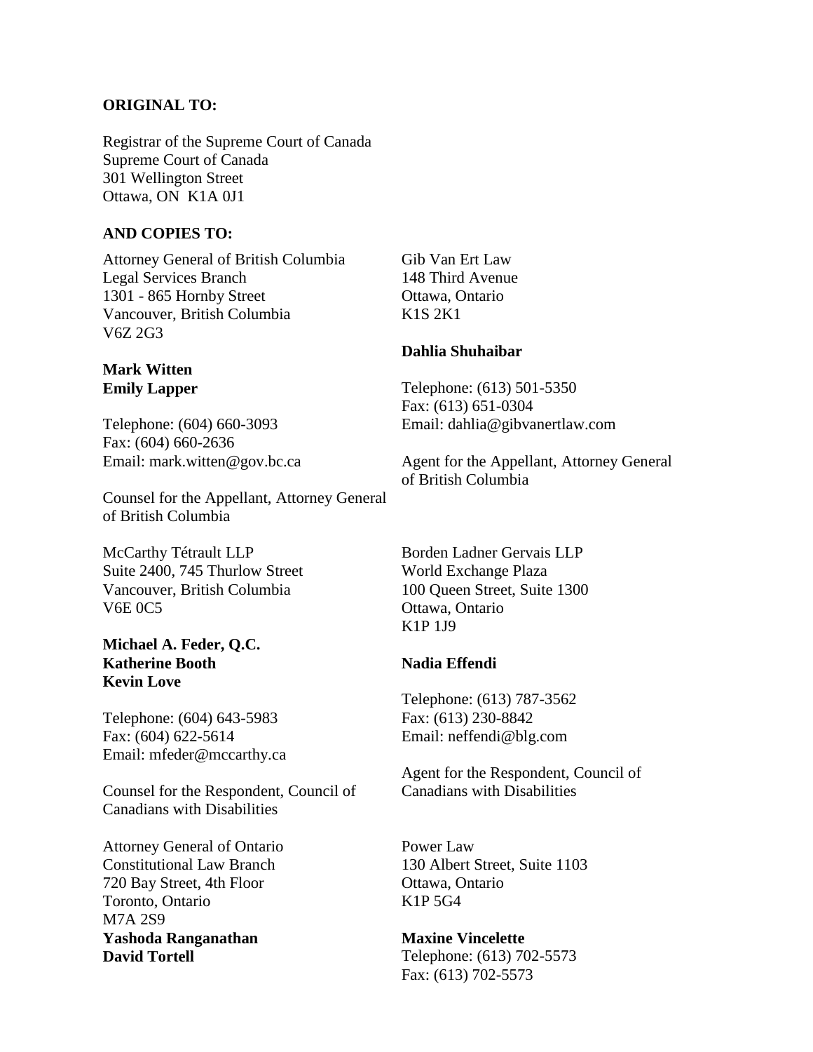**ORIGINAL TO:**

Registrar of the Supreme Court of Canada
Supreme Court of Canada
301 Wellington Street
Ottawa, ON K1A 0J1

**AND COPIES TO:**

Attorney General of British Columbia
Legal Services Branch
1301 - 865 Hornby Street
Vancouver, British Columbia
V6Z 2G3

**Mark Witten**
**Emily Lapper**

Telephone: (604) 660-3093
Fax: (604) 660-2636
Email: mark.witten@gov.bc.ca

Counsel for the Appellant, Attorney General of British Columbia

Gib Van Ert Law
148 Third Avenue
Ottawa, Ontario
K1S 2K1

**Dahlia Shuhaibar**

Telephone: (613) 501-5350
Fax: (613) 651-0304
Email: dahlia@gibvanertlaw.com

Agent for the Appellant, Attorney General of British Columbia

McCarthy Tétrault LLP
Suite 2400, 745 Thurlow Street
Vancouver, British Columbia
V6E 0C5

**Michael A. Feder, Q.C.**
**Katherine Booth**
**Kevin Love**

Telephone: (604) 643-5983
Fax: (604) 622-5614
Email: mfeder@mccarthy.ca

Counsel for the Respondent, Council of Canadians with Disabilities

Borden Ladner Gervais LLP
World Exchange Plaza
100 Queen Street, Suite 1300
Ottawa, Ontario
K1P 1J9

**Nadia Effendi**

Telephone: (613) 787-3562
Fax: (613) 230-8842
Email: neffendi@blg.com

Agent for the Respondent, Council of Canadians with Disabilities

Attorney General of Ontario
Constitutional Law Branch
720 Bay Street, 4th Floor
Toronto, Ontario
M7A 2S9
**Yashoda Ranganathan**
**David Tortell**

Power Law
130 Albert Street, Suite 1103
Ottawa, Ontario
K1P 5G4

**Maxine Vincelette**
Telephone: (613) 702-5573
Fax: (613) 702-5573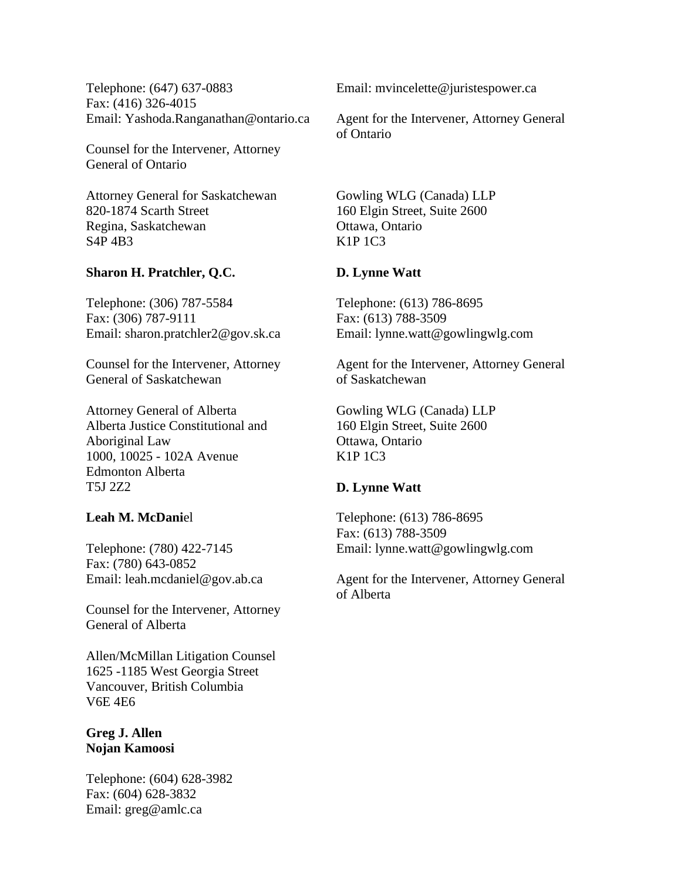Telephone: (647) 637-0883
Fax: (416) 326-4015
Email: Yashoda.Ranganathan@ontario.ca

Counsel for the Intervener, Attorney General of Ontario

Email: mvincelette@juristespower.ca

Agent for the Intervener, Attorney General of Ontario

Attorney General for Saskatchewan
820-1874 Scarth Street
Regina, Saskatchewan
S4P 4B3

**Sharon H. Pratchler, Q.C.**

Telephone: (306) 787-5584
Fax: (306) 787-9111
Email: sharon.pratchler2@gov.sk.ca

Counsel for the Intervener, Attorney General of Saskatchewan

Gowling WLG (Canada) LLP
160 Elgin Street, Suite 2600
Ottawa, Ontario
K1P 1C3

**D. Lynne Watt**

Telephone: (613) 786-8695
Fax: (613) 788-3509
Email: lynne.watt@gowlingwlg.com

Agent for the Intervener, Attorney General of Saskatchewan

Attorney General of Alberta
Alberta Justice Constitutional and Aboriginal Law
1000, 10025 - 102A Avenue
Edmonton Alberta
T5J 2Z2

**Leah M. McDaniel**

Telephone: (780) 422-7145
Fax: (780) 643-0852
Email: leah.mcdaniel@gov.ab.ca

Counsel for the Intervener, Attorney General of Alberta

Gowling WLG (Canada) LLP
160 Elgin Street, Suite 2600
Ottawa, Ontario
K1P 1C3

**D. Lynne Watt**

Telephone: (613) 786-8695
Fax: (613) 788-3509
Email: lynne.watt@gowlingwlg.com

Agent for the Intervener, Attorney General of Alberta

Allen/McMillan Litigation Counsel
1625 -1185 West Georgia Street
Vancouver, British Columbia
V6E 4E6

**Greg J. Allen**
**Nojan Kamoosi**

Telephone: (604) 628-3982
Fax: (604) 628-3832
Email: greg@amlc.ca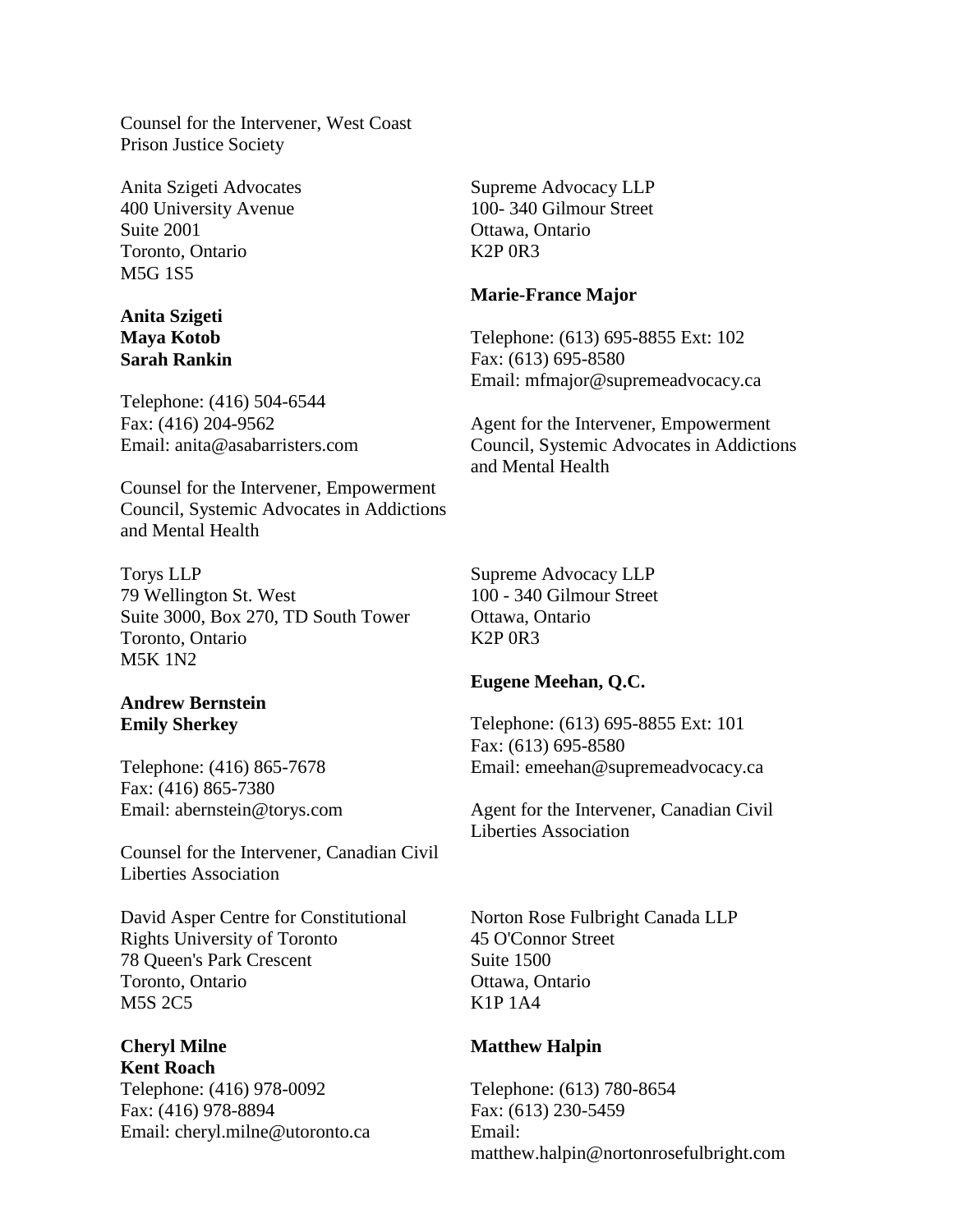Counsel for the Intervener, West Coast Prison Justice Society

Anita Szigeti Advocates
400 University Avenue
Suite 2001
Toronto, Ontario
M5G 1S5

**Anita Szigeti**
**Maya Kotob**
**Sarah Rankin**

Telephone: (416) 504-6544
Fax: (416) 204-9562
Email: anita@asabarristers.com

Counsel for the Intervener, Empowerment Council, Systemic Advocates in Addictions and Mental Health

Supreme Advocacy LLP
100- 340 Gilmour Street
Ottawa, Ontario
K2P 0R3

**Marie-France Major**

Telephone: (613) 695-8855 Ext: 102
Fax: (613) 695-8580
Email: mfmajor@supremeadvocacy.ca

Agent for the Intervener, Empowerment Council, Systemic Advocates in Addictions and Mental Health

Torys LLP
79 Wellington St. West
Suite 3000, Box 270, TD South Tower
Toronto, Ontario
M5K 1N2

**Andrew Bernstein**
**Emily Sherkey**

Telephone: (416) 865-7678
Fax: (416) 865-7380
Email: abernstein@torys.com

Counsel for the Intervener, Canadian Civil Liberties Association

Supreme Advocacy LLP
100 - 340 Gilmour Street
Ottawa, Ontario
K2P 0R3

**Eugene Meehan, Q.C.**

Telephone: (613) 695-8855 Ext: 101
Fax: (613) 695-8580
Email: emeehan@supremeadvocacy.ca

Agent for the Intervener, Canadian Civil Liberties Association

David Asper Centre for Constitutional Rights University of Toronto
78 Queen's Park Crescent
Toronto, Ontario
M5S 2C5

**Cheryl Milne**
**Kent Roach**
Telephone: (416) 978-0092
Fax: (416) 978-8894
Email: cheryl.milne@utoronto.ca

Norton Rose Fulbright Canada LLP
45 O'Connor Street
Suite 1500
Ottawa, Ontario
K1P 1A4

**Matthew Halpin**

Telephone: (613) 780-8654
Fax: (613) 230-5459
Email:
matthew.halpin@nortonrosefulbright.com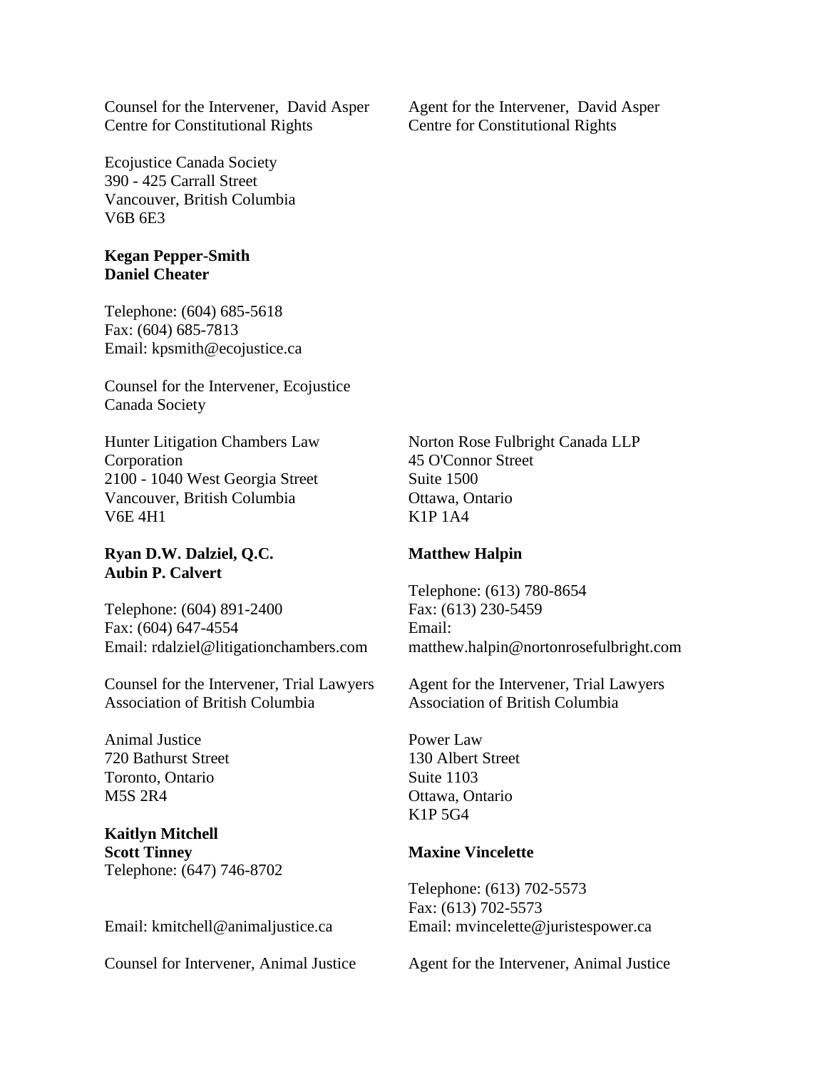Counsel for the Intervener, David Asper Centre for Constitutional Rights

Agent for the Intervener, David Asper Centre for Constitutional Rights

Ecojustice Canada Society
390 - 425 Carrall Street
Vancouver, British Columbia
V6B 6E3

**Kegan Pepper-Smith**
**Daniel Cheater**

Telephone: (604) 685-5618
Fax: (604) 685-7813
Email: kpsmith@ecojustice.ca

Counsel for the Intervener, Ecojustice Canada Society

Hunter Litigation Chambers Law Corporation
2100 - 1040 West Georgia Street
Vancouver, British Columbia
V6E 4H1

**Ryan D.W. Dalziel, Q.C.**
**Aubin P. Calvert**

Telephone: (604) 891-2400
Fax: (604) 647-4554
Email: rdalziel@litigationchambers.com

Counsel for the Intervener, Trial Lawyers Association of British Columbia

Norton Rose Fulbright Canada LLP
45 O'Connor Street
Suite 1500
Ottawa, Ontario
K1P 1A4

**Matthew Halpin**

Telephone: (613) 780-8654
Fax: (613) 230-5459
Email: matthew.halpin@nortonrosefulbright.com

Agent for the Intervener, Trial Lawyers Association of British Columbia

Animal Justice
720 Bathurst Street
Toronto, Ontario
M5S 2R4

**Kaitlyn Mitchell**
**Scott Tinney**
Telephone: (647) 746-8702

Email: kmitchell@animaljustice.ca

Counsel for Intervener, Animal Justice

Power Law
130 Albert Street
Suite 1103
Ottawa, Ontario
K1P 5G4

**Maxine Vincelette**

Telephone: (613) 702-5573
Fax: (613) 702-5573
Email: mvincelette@juristespower.ca

Agent for the Intervener, Animal Justice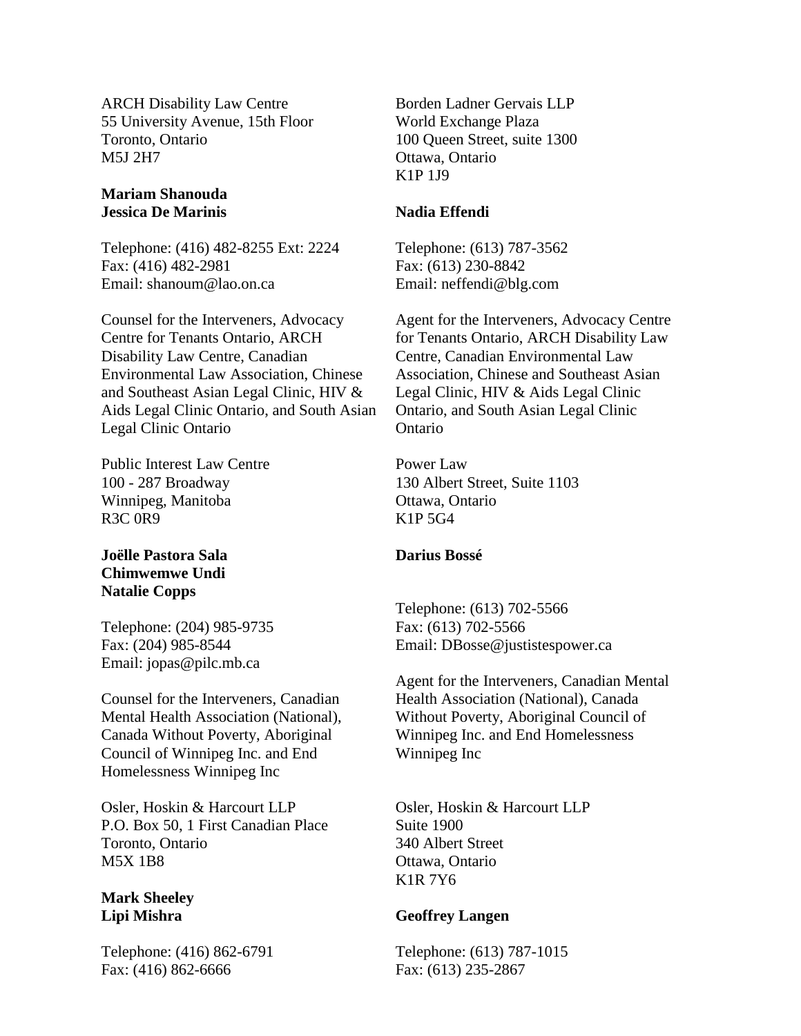ARCH Disability Law Centre
55 University Avenue, 15th Floor
Toronto, Ontario
M5J 2H7

**Mariam Shanouda**
**Jessica De Marinis**

Telephone: (416) 482-8255 Ext: 2224
Fax: (416) 482-2981
Email: shanoum@lao.on.ca

Counsel for the Interveners, Advocacy Centre for Tenants Ontario, ARCH Disability Law Centre, Canadian Environmental Law Association, Chinese and Southeast Asian Legal Clinic, HIV & Aids Legal Clinic Ontario, and South Asian Legal Clinic Ontario

Borden Ladner Gervais LLP
World Exchange Plaza
100 Queen Street, suite 1300
Ottawa, Ontario
K1P 1J9

**Nadia Effendi**

Telephone: (613) 787-3562
Fax: (613) 230-8842
Email: neffendi@blg.com

Agent for the Interveners, Advocacy Centre for Tenants Ontario, ARCH Disability Law Centre, Canadian Environmental Law Association, Chinese and Southeast Asian Legal Clinic, HIV & Aids Legal Clinic Ontario, and South Asian Legal Clinic Ontario

Public Interest Law Centre
100 - 287 Broadway
Winnipeg, Manitoba
R3C 0R9

**Joëlle Pastora Sala**
**Chimwemwe Undi**
**Natalie Copps**

Telephone: (204) 985-9735
Fax: (204) 985-8544
Email: jopas@pilc.mb.ca

Counsel for the Interveners, Canadian Mental Health Association (National), Canada Without Poverty, Aboriginal Council of Winnipeg Inc. and End Homelessness Winnipeg Inc

Power Law
130 Albert Street, Suite 1103
Ottawa, Ontario
K1P 5G4

**Darius Bossé**

Telephone: (613) 702-5566
Fax: (613) 702-5566
Email: DBosse@justistespower.ca

Agent for the Interveners, Canadian Mental Health Association (National), Canada Without Poverty, Aboriginal Council of Winnipeg Inc. and End Homelessness Winnipeg Inc

Osler, Hoskin & Harcourt LLP
P.O. Box 50, 1 First Canadian Place
Toronto, Ontario
M5X 1B8

**Mark Sheeley**
**Lipi Mishra**

Telephone: (416) 862-6791
Fax: (416) 862-6666

Osler, Hoskin & Harcourt LLP
Suite 1900
340 Albert Street
Ottawa, Ontario
K1R 7Y6

**Geoffrey Langen**

Telephone: (613) 787-1015
Fax: (613) 235-2867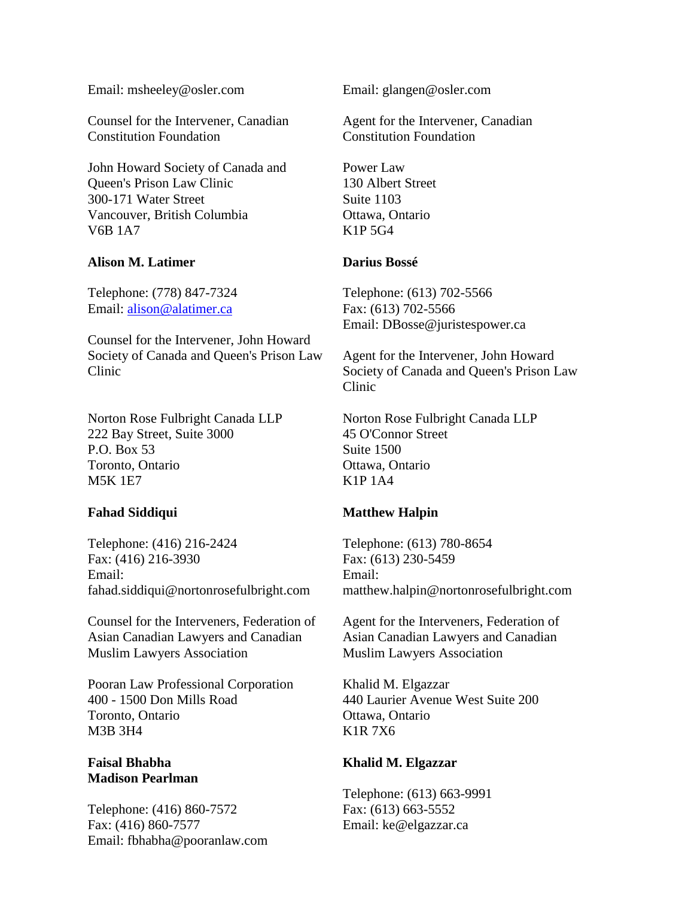Email: msheeley@osler.com

Counsel for the Intervener, Canadian Constitution Foundation

Email: glangen@osler.com

Agent for the Intervener, Canadian Constitution Foundation

John Howard Society of Canada and Queen's Prison Law Clinic
300-171 Water Street
Vancouver, British Columbia
V6B 1A7

**Alison M. Latimer**

Telephone: (778) 847-7324
Email: alison@alatimer.ca

Counsel for the Intervener, John Howard Society of Canada and Queen's Prison Law Clinic

Power Law
130 Albert Street
Suite 1103
Ottawa, Ontario
K1P 5G4

**Darius Bossé**

Telephone: (613) 702-5566
Fax: (613) 702-5566
Email: DBosse@juristespower.ca

Agent for the Intervener, John Howard Society of Canada and Queen's Prison Law Clinic

Norton Rose Fulbright Canada LLP
222 Bay Street, Suite 3000
P.O. Box 53
Toronto, Ontario
M5K 1E7

**Fahad Siddiqui**

Telephone: (416) 216-2424
Fax: (416) 216-3930
Email:
fahad.siddiqui@nortonrosefulbright.com

Counsel for the Interveners, Federation of Asian Canadian Lawyers and Canadian Muslim Lawyers Association

Norton Rose Fulbright Canada LLP
45 O'Connor Street
Suite 1500
Ottawa, Ontario
K1P 1A4

**Matthew Halpin**

Telephone: (613) 780-8654
Fax: (613) 230-5459
Email:
matthew.halpin@nortonrosefulbright.com

Agent for the Interveners, Federation of Asian Canadian Lawyers and Canadian Muslim Lawyers Association

Pooran Law Professional Corporation
400 - 1500 Don Mills Road
Toronto, Ontario
M3B 3H4

**Faisal Bhabha**
**Madison Pearlman**

Telephone: (416) 860-7572
Fax: (416) 860-7577
Email: fbhabha@pooranlaw.com

Khalid M. Elgazzar
440 Laurier Avenue West Suite 200
Ottawa, Ontario
K1R 7X6

**Khalid M. Elgazzar**

Telephone: (613) 663-9991
Fax: (613) 663-5552
Email: ke@elgazzar.ca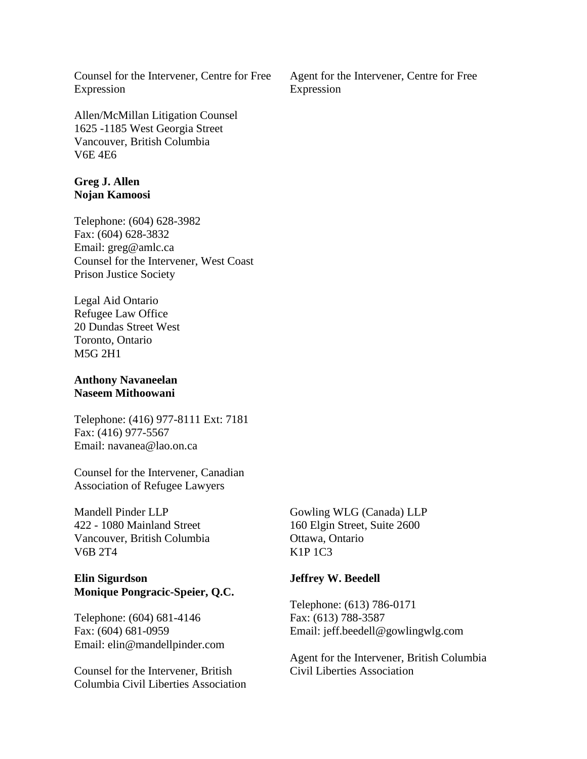Counsel for the Intervener, Centre for Free Expression

Agent for the Intervener, Centre for Free Expression

Allen/McMillan Litigation Counsel
1625 -1185 West Georgia Street
Vancouver, British Columbia
V6E 4E6

**Greg J. Allen**
**Nojan Kamoosi**

Telephone: (604) 628-3982
Fax: (604) 628-3832
Email: greg@amlc.ca
Counsel for the Intervener, West Coast Prison Justice Society

Legal Aid Ontario
Refugee Law Office
20 Dundas Street West
Toronto, Ontario
M5G 2H1

**Anthony Navaneelan**
**Naseem Mithoowani**

Telephone: (416) 977-8111 Ext: 7181
Fax: (416) 977-5567
Email: navanea@lao.on.ca

Counsel for the Intervener, Canadian Association of Refugee Lawyers

Mandell Pinder LLP
422 - 1080 Mainland Street
Vancouver, British Columbia
V6B 2T4

**Elin Sigurdson**
**Monique Pongracic-Speier, Q.C.**

Telephone: (604) 681-4146
Fax: (604) 681-0959
Email: elin@mandellpinder.com

Counsel for the Intervener, British Columbia Civil Liberties Association

Gowling WLG (Canada) LLP
160 Elgin Street, Suite 2600
Ottawa, Ontario
K1P 1C3

**Jeffrey W. Beedell**

Telephone: (613) 786-0171
Fax: (613) 788-3587
Email: jeff.beedell@gowlingwlg.com

Agent for the Intervener, British Columbia Civil Liberties Association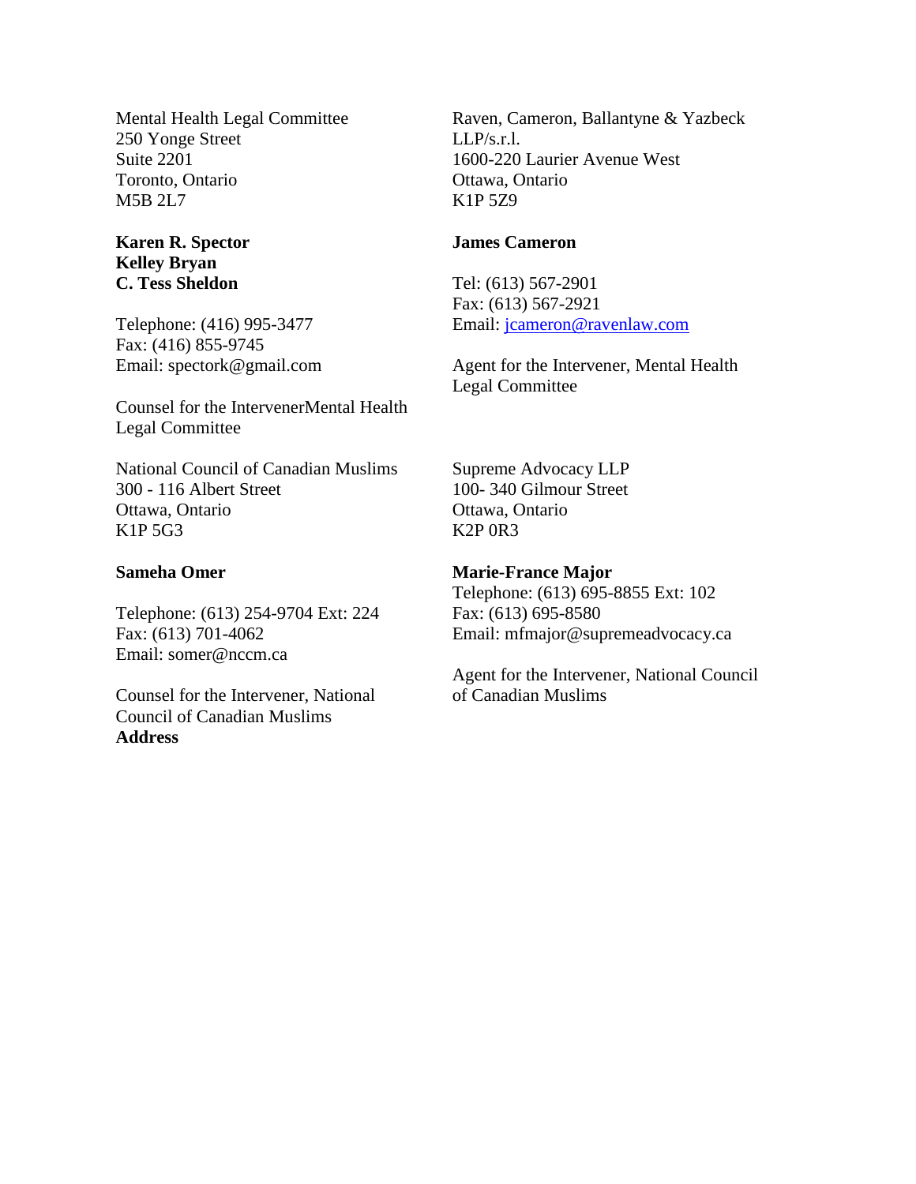Mental Health Legal Committee
250 Yonge Street
Suite 2201
Toronto, Ontario
M5B 2L7

**Karen R. Spector**
**Kelley Bryan**
**C. Tess Sheldon**

Telephone: (416) 995-3477
Fax: (416) 855-9745
Email: spectork@gmail.com

Counsel for the IntervenerMental Health Legal Committee

Raven, Cameron, Ballantyne & Yazbeck LLP/s.r.l.
1600-220 Laurier Avenue West
Ottawa, Ontario
K1P 5Z9

**James Cameron**

Tel: (613) 567-2901
Fax: (613) 567-2921
Email: jcameron@ravenlaw.com

Agent for the Intervener, Mental Health Legal Committee

National Council of Canadian Muslims
300 - 116 Albert Street
Ottawa, Ontario
K1P 5G3

**Sameha Omer**

Telephone: (613) 254-9704 Ext: 224
Fax: (613) 701-4062
Email: somer@nccm.ca

Counsel for the Intervener, National Council of Canadian Muslims
**Address**

Supreme Advocacy LLP
100- 340 Gilmour Street
Ottawa, Ontario
K2P 0R3

**Marie-France Major**
Telephone: (613) 695-8855 Ext: 102
Fax: (613) 695-8580
Email: mfmajor@supremeadvocacy.ca

Agent for the Intervener, National Council of Canadian Muslims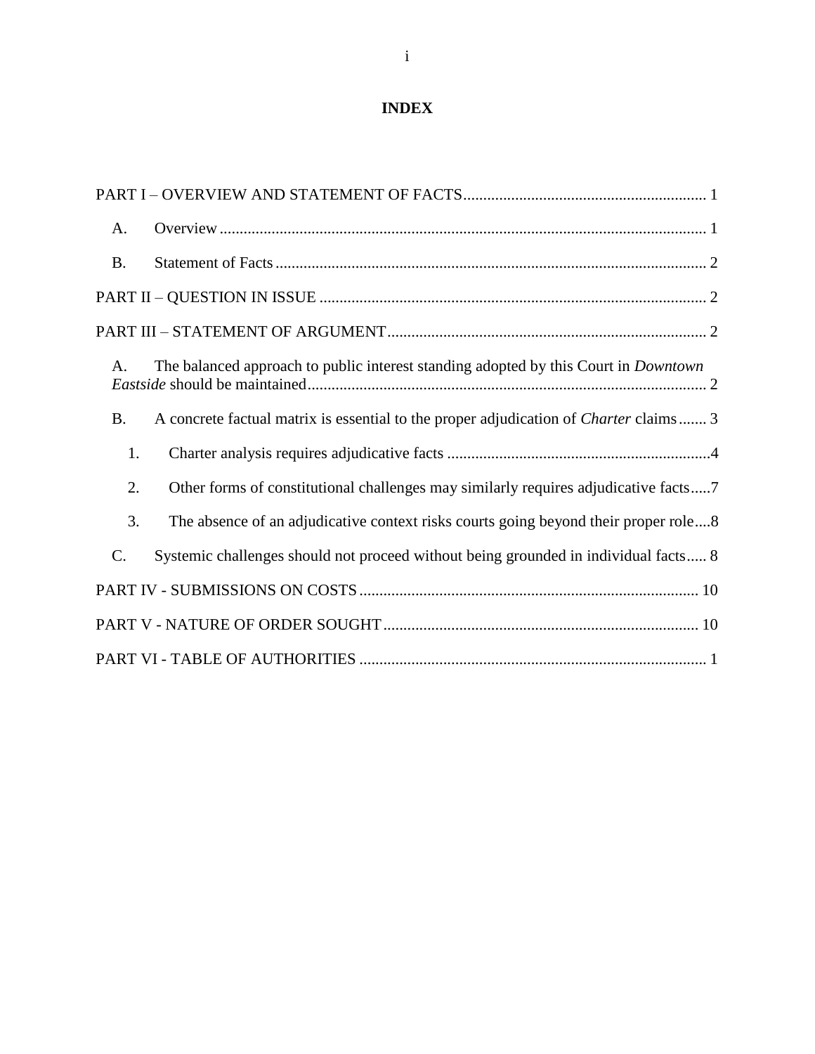# INDEX

PART I – OVERVIEW AND STATEMENT OF FACTS ............................................................ 1

- A. Overview ......................................................................................................... 1
- B. Statement of Facts ........................................................................................... 2

PART II – QUESTION IN ISSUE ................................................................................ 2

PART III – STATEMENT OF ARGUMENT ............................................................... 2

- A. The balanced approach to public interest standing adopted by this Court in *Downtown Eastside* should be maintained ................................................................................................... 2
- B. A concrete factual matrix is essential to the proper adjudication of *Charter* claims ....... 3
  - 1. Charter analysis requires adjudicative facts .................................................................4
  - 2. Other forms of constitutional challenges may similarly requires adjudicative facts.....7
  - 3. The absence of an adjudicative context risks courts going beyond their proper role....8
- C. Systemic challenges should not proceed without being grounded in individual facts..... 8

PART IV - SUBMISSIONS ON COSTS ..................................................................... 10

PART V - NATURE OF ORDER SOUGHT .............................................................. 10

PART VI - TABLE OF AUTHORITIES ...................................................................... 1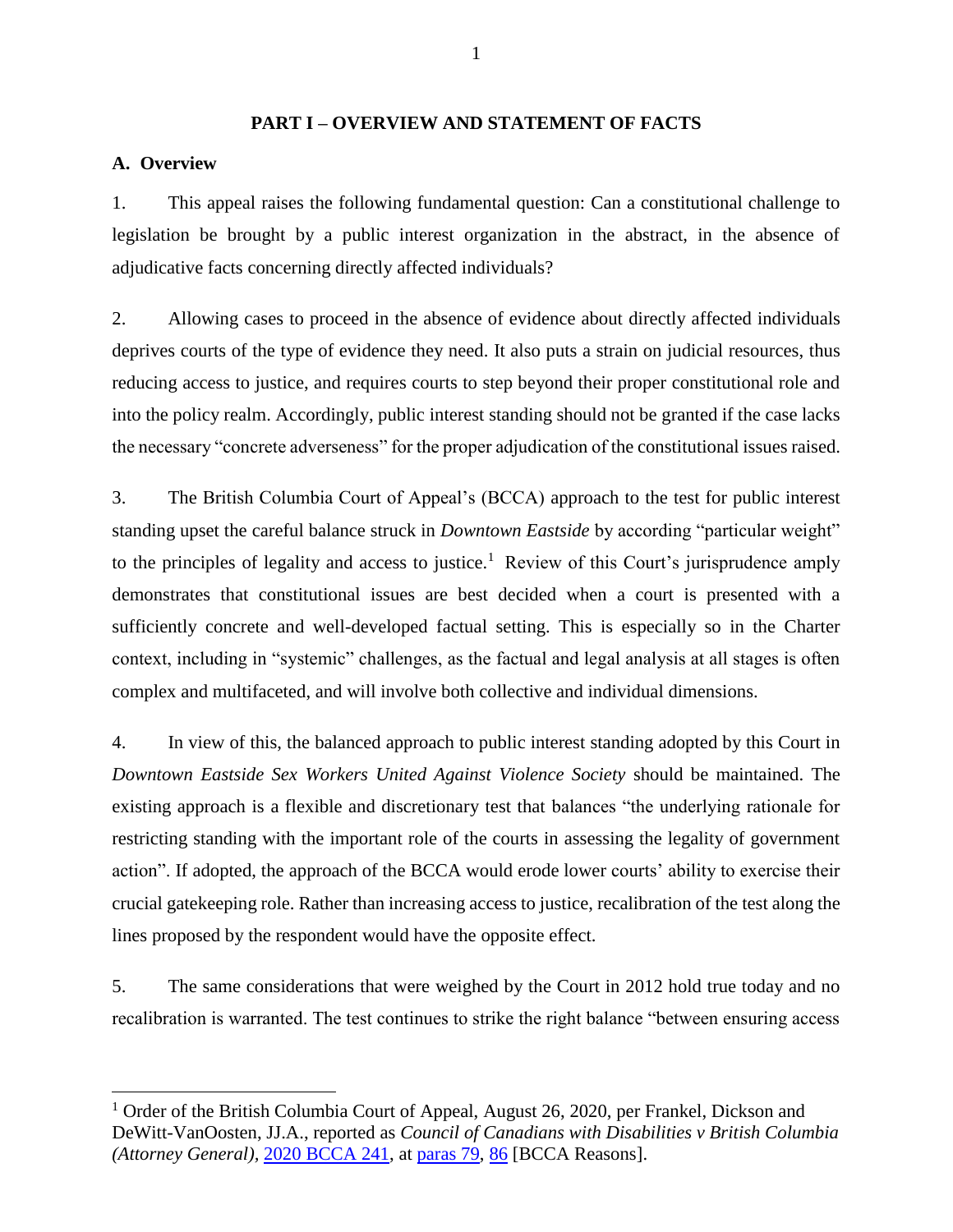# PART I – OVERVIEW AND STATEMENT OF FACTS

## A. Overview

1. This appeal raises the following fundamental question: Can a constitutional challenge to legislation be brought by a public interest organization in the abstract, in the absence of adjudicative facts concerning directly affected individuals?

2. Allowing cases to proceed in the absence of evidence about directly affected individuals deprives courts of the type of evidence they need. It also puts a strain on judicial resources, thus reducing access to justice, and requires courts to step beyond their proper constitutional role and into the policy realm. Accordingly, public interest standing should not be granted if the case lacks the necessary "concrete adverseness" for the proper adjudication of the constitutional issues raised.

3. The British Columbia Court of Appeal's (BCCA) approach to the test for public interest standing upset the careful balance struck in *Downtown Eastside* by according "particular weight" to the principles of legality and access to justice.[1] Review of this Court's jurisprudence amply demonstrates that constitutional issues are best decided when a court is presented with a sufficiently concrete and well-developed factual setting. This is especially so in the Charter context, including in "systemic" challenges, as the factual and legal analysis at all stages is often complex and multifaceted, and will involve both collective and individual dimensions.

4. In view of this, the balanced approach to public interest standing adopted by this Court in *Downtown Eastside Sex Workers United Against Violence Society* should be maintained. The existing approach is a flexible and discretionary test that balances "the underlying rationale for restricting standing with the important role of the courts in assessing the legality of government action". If adopted, the approach of the BCCA would erode lower courts' ability to exercise their crucial gatekeeping role. Rather than increasing access to justice, recalibration of the test along the lines proposed by the respondent would have the opposite effect.

5. The same considerations that were weighed by the Court in 2012 hold true today and no recalibration is warranted. The test continues to strike the right balance "between ensuring access

---

[1] Order of the British Columbia Court of Appeal, August 26, 2020, per Frankel, Dickson and DeWitt-VanOosten, JJ.A., reported as *Council of Canadians with Disabilities v British Columbia (Attorney General)*, 2020 BCCA 241, at paras 79, 86 [BCCA Reasons].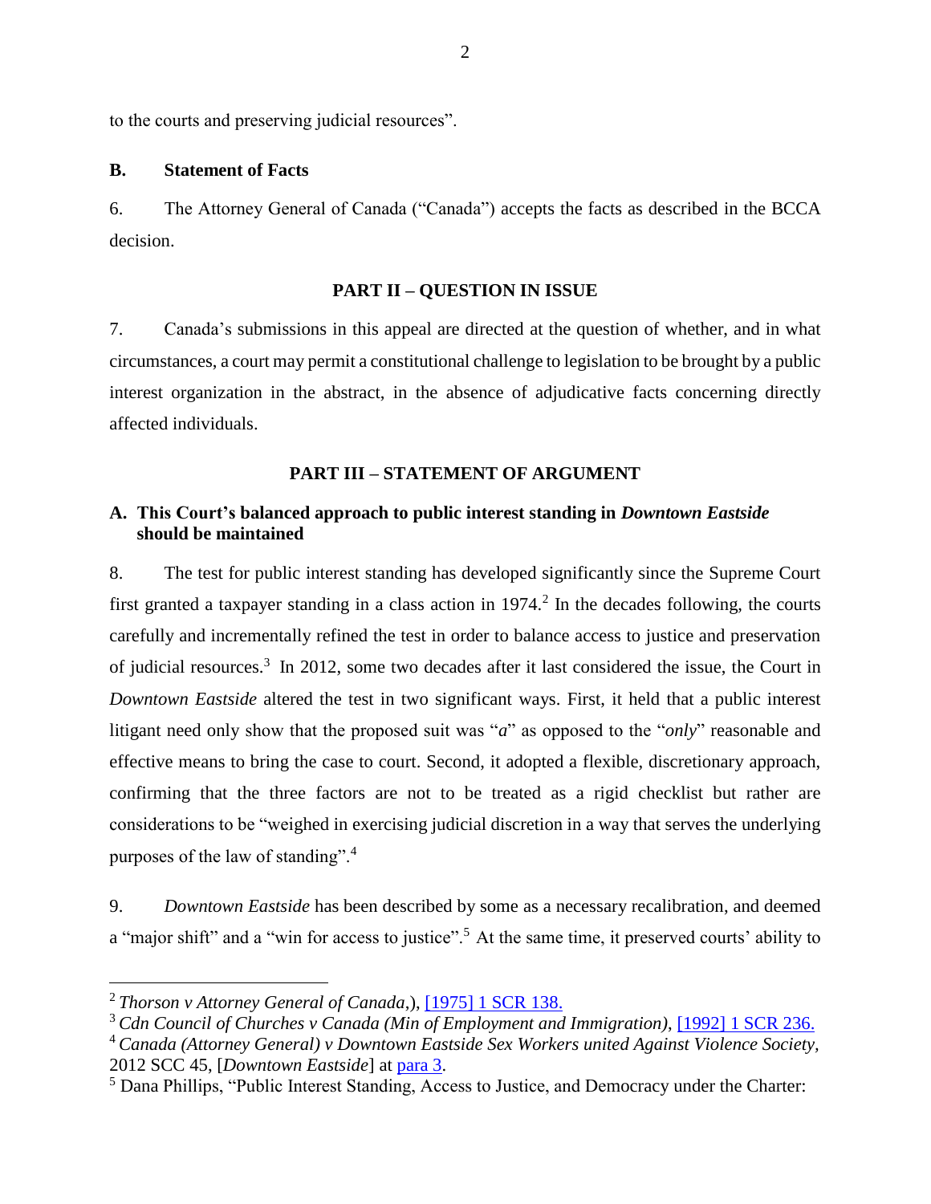to the courts and preserving judicial resources".

### B. Statement of Facts

6. The Attorney General of Canada ("Canada") accepts the facts as described in the BCCA decision.

## PART II – QUESTION IN ISSUE

7. Canada's submissions in this appeal are directed at the question of whether, and in what circumstances, a court may permit a constitutional challenge to legislation to be brought by a public interest organization in the abstract, in the absence of adjudicative facts concerning directly affected individuals.

## PART III – STATEMENT OF ARGUMENT

### A. This Court's balanced approach to public interest standing in *Downtown Eastside* should be maintained

8. The test for public interest standing has developed significantly since the Supreme Court first granted a taxpayer standing in a class action in 1974.[2] In the decades following, the courts carefully and incrementally refined the test in order to balance access to justice and preservation of judicial resources.[3] In 2012, some two decades after it last considered the issue, the Court in *Downtown Eastside* altered the test in two significant ways. First, it held that a public interest litigant need only show that the proposed suit was "*a*" as opposed to the "*only*" reasonable and effective means to bring the case to court. Second, it adopted a flexible, discretionary approach, confirming that the three factors are not to be treated as a rigid checklist but rather are considerations to be "weighed in exercising judicial discretion in a way that serves the underlying purposes of the law of standing".[4]

9. *Downtown Eastside* has been described by some as a necessary recalibration, and deemed a "major shift" and a "win for access to justice".[5] At the same time, it preserved courts' ability to

---

[2] *Thorson v Attorney General of Canada*,), [1975] 1 SCR 138.

[3] *Cdn Council of Churches v Canada (Min of Employment and Immigration)*, [1992] 1 SCR 236.

[4] *Canada (Attorney General) v Downtown Eastside Sex Workers united Against Violence Society*, 2012 SCC 45, [*Downtown Eastside*] at para 3.

[5] Dana Phillips, "Public Interest Standing, Access to Justice, and Democracy under the Charter: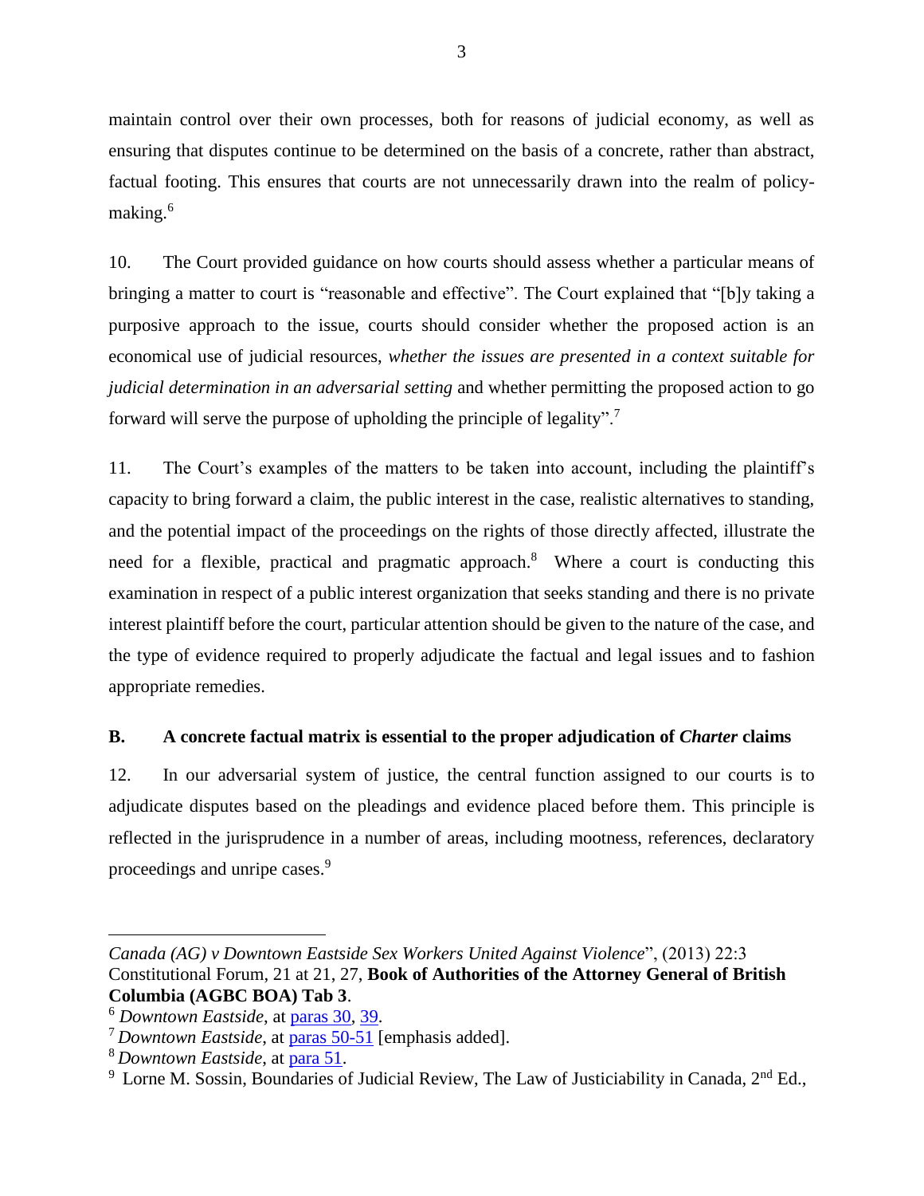maintain control over their own processes, both for reasons of judicial economy, as well as ensuring that disputes continue to be determined on the basis of a concrete, rather than abstract, factual footing. This ensures that courts are not unnecessarily drawn into the realm of policy-making.[6]

10. The Court provided guidance on how courts should assess whether a particular means of bringing a matter to court is "reasonable and effective". The Court explained that "[b]y taking a purposive approach to the issue, courts should consider whether the proposed action is an economical use of judicial resources, *whether the issues are presented in a context suitable for judicial determination in an adversarial setting* and whether permitting the proposed action to go forward will serve the purpose of upholding the principle of legality".[7]

11. The Court's examples of the matters to be taken into account, including the plaintiff's capacity to bring forward a claim, the public interest in the case, realistic alternatives to standing, and the potential impact of the proceedings on the rights of those directly affected, illustrate the need for a flexible, practical and pragmatic approach.[8] Where a court is conducting this examination in respect of a public interest organization that seeks standing and there is no private interest plaintiff before the court, particular attention should be given to the nature of the case, and the type of evidence required to properly adjudicate the factual and legal issues and to fashion appropriate remedies.

### B. A concrete factual matrix is essential to the proper adjudication of *Charter* claims

12. In our adversarial system of justice, the central function assigned to our courts is to adjudicate disputes based on the pleadings and evidence placed before them. This principle is reflected in the jurisprudence in a number of areas, including mootness, references, declaratory proceedings and unripe cases.[9]

---

*Canada (AG) v Downtown Eastside Sex Workers United Against Violence*", (2013) 22:3 Constitutional Forum, 21 at 21, 27, **Book of Authorities of the Attorney General of British Columbia (AGBC BOA) Tab 3**.

[6] *Downtown Eastside*, at paras 30, 39.

[7] *Downtown Eastside*, at paras 50-51 [emphasis added].

[8] *Downtown Eastside*, at para 51.

[9] Lorne M. Sossin, Boundaries of Judicial Review, The Law of Justiciability in Canada, 2nd Ed.,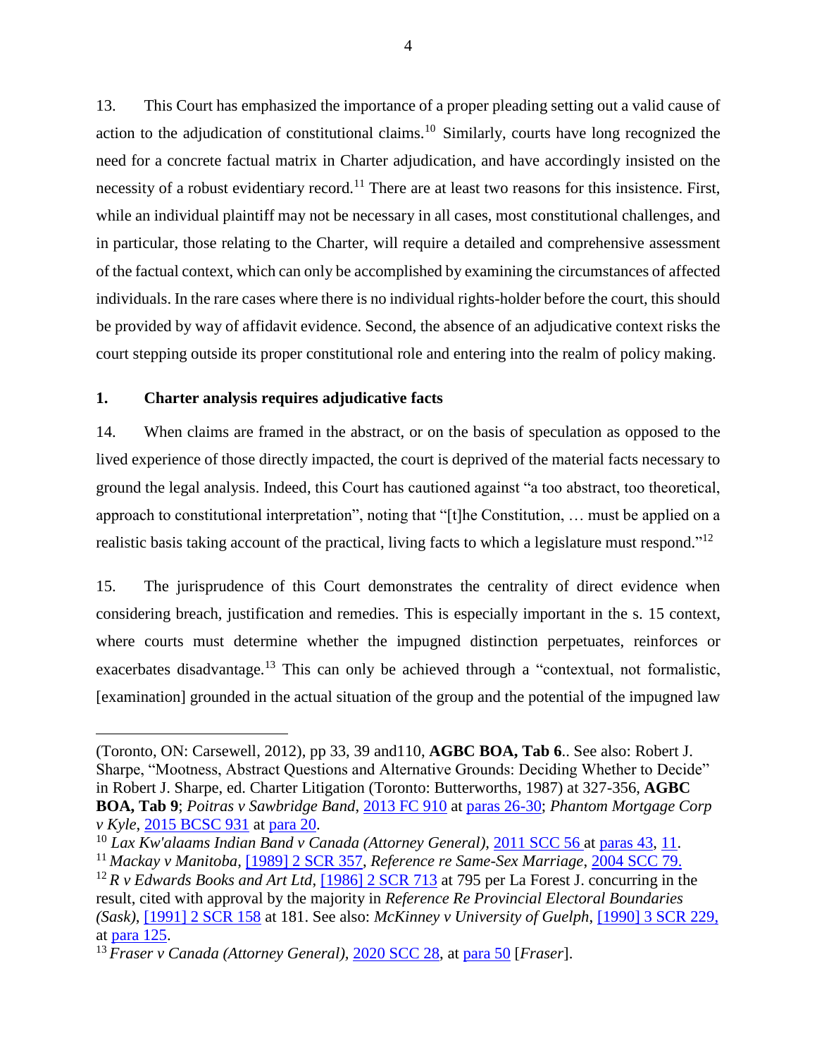13. This Court has emphasized the importance of a proper pleading setting out a valid cause of action to the adjudication of constitutional claims.[10] Similarly, courts have long recognized the need for a concrete factual matrix in Charter adjudication, and have accordingly insisted on the necessity of a robust evidentiary record.[11] There are at least two reasons for this insistence. First, while an individual plaintiff may not be necessary in all cases, most constitutional challenges, and in particular, those relating to the Charter, will require a detailed and comprehensive assessment of the factual context, which can only be accomplished by examining the circumstances of affected individuals. In the rare cases where there is no individual rights-holder before the court, this should be provided by way of affidavit evidence. Second, the absence of an adjudicative context risks the court stepping outside its proper constitutional role and entering into the realm of policy making.

### 1. Charter analysis requires adjudicative facts

14. When claims are framed in the abstract, or on the basis of speculation as opposed to the lived experience of those directly impacted, the court is deprived of the material facts necessary to ground the legal analysis. Indeed, this Court has cautioned against "a too abstract, too theoretical, approach to constitutional interpretation", noting that "[t]he Constitution, … must be applied on a realistic basis taking account of the practical, living facts to which a legislature must respond."[12]

15. The jurisprudence of this Court demonstrates the centrality of direct evidence when considering breach, justification and remedies. This is especially important in the s. 15 context, where courts must determine whether the impugned distinction perpetuates, reinforces or exacerbates disadvantage.[13] This can only be achieved through a "contextual, not formalistic, [examination] grounded in the actual situation of the group and the potential of the impugned law

---

(Toronto, ON: Carswell, 2012), pp 33, 39 and110, **AGBC BOA, Tab 6**.. See also: Robert J. Sharpe, "Mootness, Abstract Questions and Alternative Grounds: Deciding Whether to Decide" in Robert J. Sharpe, ed. Charter Litigation (Toronto: Butterworths, 1987) at 327-356, **AGBC BOA, Tab 9**; *Poitras v Sawbridge Band*, 2013 FC 910 at paras 26-30; *Phantom Mortgage Corp v Kyle*, 2015 BCSC 931 at para 20.

[10] *Lax Kw'alaams Indian Band v Canada (Attorney General)*, 2011 SCC 56 at paras 43, 11.

[11] *Mackay v Manitoba*, [1989] 2 SCR 357, *Reference re Same-Sex Marriage*, 2004 SCC 79.

[12] *R v Edwards Books and Art Ltd*, [1986] 2 SCR 713 at 795 per La Forest J. concurring in the result, cited with approval by the majority in *Reference Re Provincial Electoral Boundaries (Sask)*, [1991] 2 SCR 158 at 181. See also: *McKinney v University of Guelph*, [1990] 3 SCR 229, at para 125.

[13] *Fraser v Canada (Attorney General)*, 2020 SCC 28, at para 50 [*Fraser*].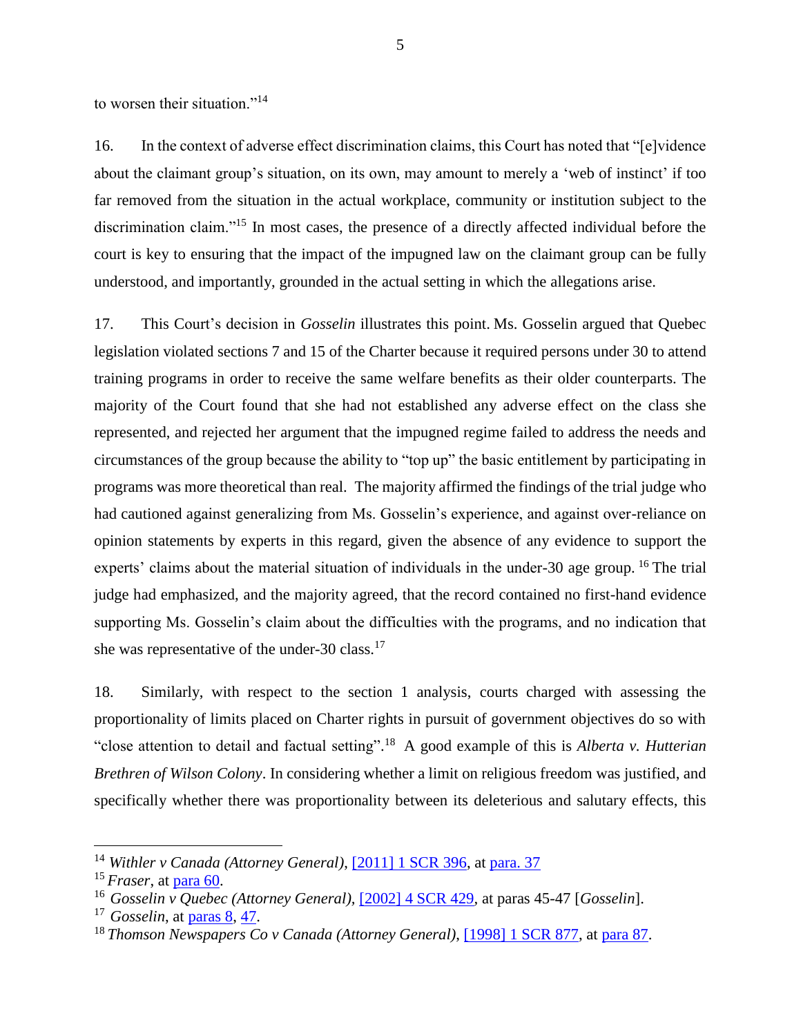to worsen their situation."[14]

16. In the context of adverse effect discrimination claims, this Court has noted that "[e]vidence about the claimant group's situation, on its own, may amount to merely a 'web of instinct' if too far removed from the situation in the actual workplace, community or institution subject to the discrimination claim."[15] In most cases, the presence of a directly affected individual before the court is key to ensuring that the impact of the impugned law on the claimant group can be fully understood, and importantly, grounded in the actual setting in which the allegations arise.

17. This Court's decision in *Gosselin* illustrates this point. Ms. Gosselin argued that Quebec legislation violated sections 7 and 15 of the Charter because it required persons under 30 to attend training programs in order to receive the same welfare benefits as their older counterparts. The majority of the Court found that she had not established any adverse effect on the class she represented, and rejected her argument that the impugned regime failed to address the needs and circumstances of the group because the ability to "top up" the basic entitlement by participating in programs was more theoretical than real. The majority affirmed the findings of the trial judge who had cautioned against generalizing from Ms. Gosselin's experience, and against over-reliance on opinion statements by experts in this regard, given the absence of any evidence to support the experts' claims about the material situation of individuals in the under-30 age group.[16] The trial judge had emphasized, and the majority agreed, that the record contained no first-hand evidence supporting Ms. Gosselin's claim about the difficulties with the programs, and no indication that she was representative of the under-30 class.[17]

18. Similarly, with respect to the section 1 analysis, courts charged with assessing the proportionality of limits placed on Charter rights in pursuit of government objectives do so with "close attention to detail and factual setting".[18] A good example of this is *Alberta v. Hutterian Brethren of Wilson Colony*. In considering whether a limit on religious freedom was justified, and specifically whether there was proportionality between its deleterious and salutary effects, this

---

[14] *Withler v Canada (Attorney General)*, [2011] 1 SCR 396, at para. 37

[15] *Fraser*, at para 60.

[16] *Gosselin v Quebec (Attorney General)*, [2002] 4 SCR 429, at paras 45-47 [*Gosselin*].

[17] *Gosselin*, at paras 8, 47.

[18] *Thomson Newspapers Co v Canada (Attorney General)*, [1998] 1 SCR 877, at para 87.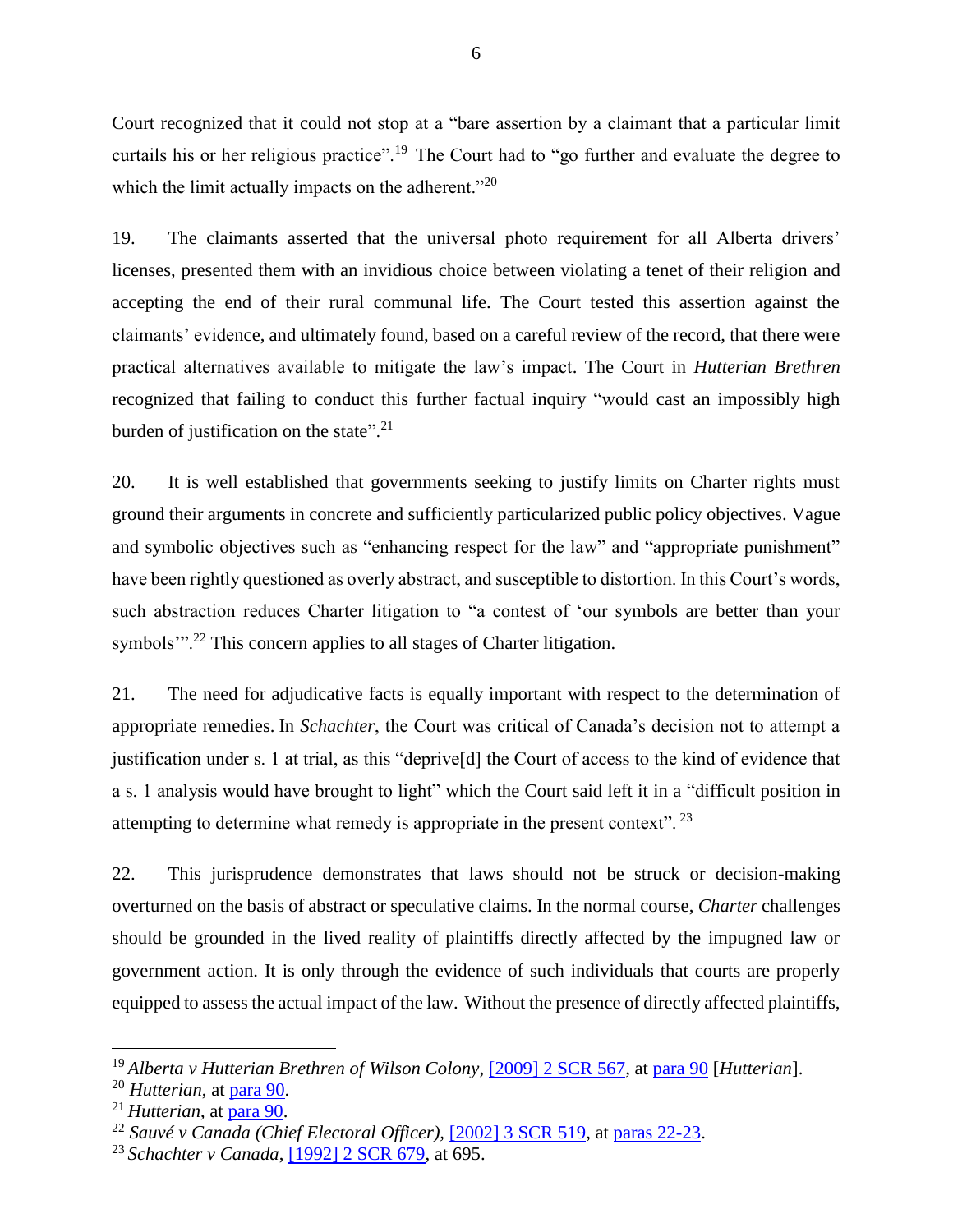Court recognized that it could not stop at a "bare assertion by a claimant that a particular limit curtails his or her religious practice".[19] The Court had to "go further and evaluate the degree to which the limit actually impacts on the adherent."[20]

19. The claimants asserted that the universal photo requirement for all Alberta drivers' licenses, presented them with an invidious choice between violating a tenet of their religion and accepting the end of their rural communal life. The Court tested this assertion against the claimants' evidence, and ultimately found, based on a careful review of the record, that there were practical alternatives available to mitigate the law's impact. The Court in *Hutterian Brethren* recognized that failing to conduct this further factual inquiry "would cast an impossibly high burden of justification on the state".[21]

20. It is well established that governments seeking to justify limits on Charter rights must ground their arguments in concrete and sufficiently particularized public policy objectives. Vague and symbolic objectives such as "enhancing respect for the law" and "appropriate punishment" have been rightly questioned as overly abstract, and susceptible to distortion. In this Court's words, such abstraction reduces Charter litigation to "a contest of 'our symbols are better than your symbols'".[22] This concern applies to all stages of Charter litigation.

21. The need for adjudicative facts is equally important with respect to the determination of appropriate remedies. In *Schachter*, the Court was critical of Canada's decision not to attempt a justification under s. 1 at trial, as this "deprive[d] the Court of access to the kind of evidence that a s. 1 analysis would have brought to light" which the Court said left it in a "difficult position in attempting to determine what remedy is appropriate in the present context".[23]

22. This jurisprudence demonstrates that laws should not be struck or decision-making overturned on the basis of abstract or speculative claims. In the normal course, *Charter* challenges should be grounded in the lived reality of plaintiffs directly affected by the impugned law or government action. It is only through the evidence of such individuals that courts are properly equipped to assess the actual impact of the law. Without the presence of directly affected plaintiffs,

---

[19] *Alberta v Hutterian Brethren of Wilson Colony*, [2009] 2 SCR 567, at para 90 [*Hutterian*].

[20] *Hutterian*, at para 90.

[21] *Hutterian*, at para 90.

[22] *Sauvé v Canada (Chief Electoral Officer)*, [2002] 3 SCR 519, at paras 22-23.

[23] *Schachter v Canada*, [1992] 2 SCR 679, at 695.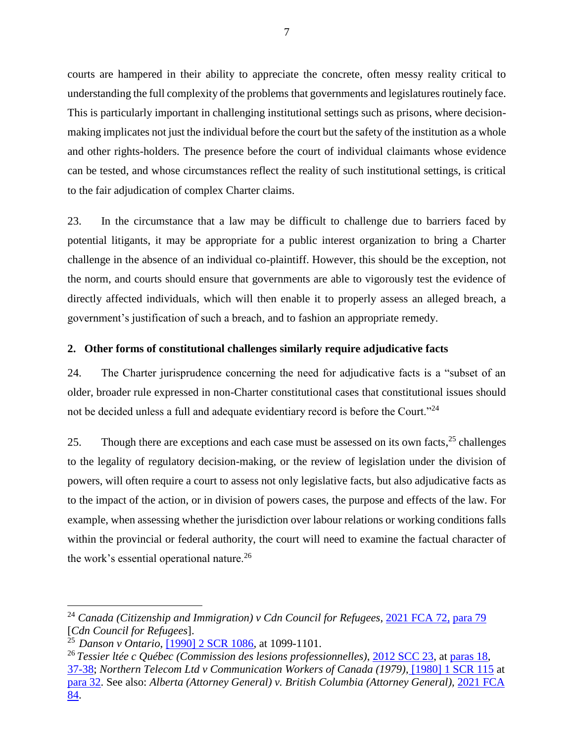courts are hampered in their ability to appreciate the concrete, often messy reality critical to understanding the full complexity of the problems that governments and legislatures routinely face. This is particularly important in challenging institutional settings such as prisons, where decision-making implicates not just the individual before the court but the safety of the institution as a whole and other rights-holders. The presence before the court of individual claimants whose evidence can be tested, and whose circumstances reflect the reality of such institutional settings, is critical to the fair adjudication of complex Charter claims.

23. In the circumstance that a law may be difficult to challenge due to barriers faced by potential litigants, it may be appropriate for a public interest organization to bring a Charter challenge in the absence of an individual co-plaintiff. However, this should be the exception, not the norm, and courts should ensure that governments are able to vigorously test the evidence of directly affected individuals, which will then enable it to properly assess an alleged breach, a government's justification of such a breach, and to fashion an appropriate remedy.

## 2. Other forms of constitutional challenges similarly require adjudicative facts

24. The Charter jurisprudence concerning the need for adjudicative facts is a "subset of an older, broader rule expressed in non-Charter constitutional cases that constitutional issues should not be decided unless a full and adequate evidentiary record is before the Court."[24]

25. Though there are exceptions and each case must be assessed on its own facts,[25] challenges to the legality of regulatory decision-making, or the review of legislation under the division of powers, will often require a court to assess not only legislative facts, but also adjudicative facts as to the impact of the action, or in division of powers cases, the purpose and effects of the law. For example, when assessing whether the jurisdiction over labour relations or working conditions falls within the provincial or federal authority, the court will need to examine the factual character of the work's essential operational nature.[26]

---

[24] *Canada (Citizenship and Immigration) v Cdn Council for Refugees*, 2021 FCA 72, para 79 [*Cdn Council for Refugees*].

[25] *Danson v Ontario*, [1990] 2 SCR 1086, at 1099-1101.

[26] *Tessier ltée c Québec (Commission des lesions professionnelles)*, 2012 SCC 23, at paras 18, 37-38; *Northern Telecom Ltd v Communication Workers of Canada (1979)*, [1980] 1 SCR 115 at para 32. See also: *Alberta (Attorney General) v. British Columbia (Attorney General)*, 2021 FCA 84.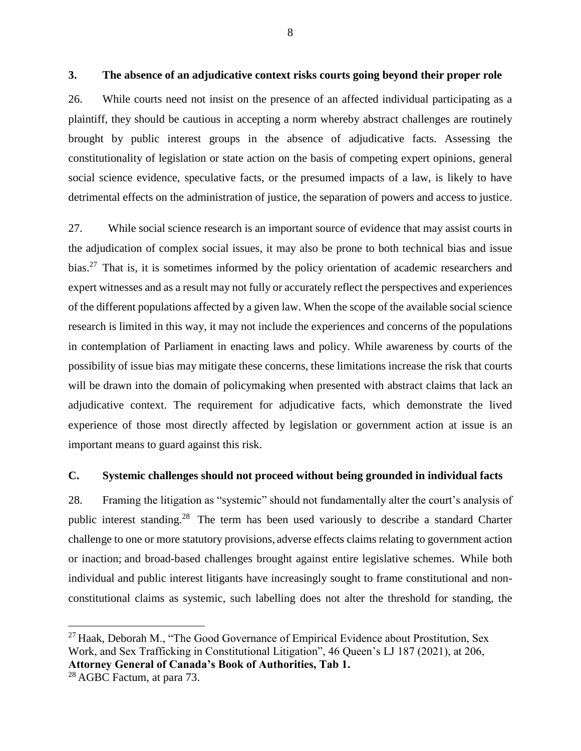### 3. The absence of an adjudicative context risks courts going beyond their proper role

26. While courts need not insist on the presence of an affected individual participating as a plaintiff, they should be cautious in accepting a norm whereby abstract challenges are routinely brought by public interest groups in the absence of adjudicative facts. Assessing the constitutionality of legislation or state action on the basis of competing expert opinions, general social science evidence, speculative facts, or the presumed impacts of a law, is likely to have detrimental effects on the administration of justice, the separation of powers and access to justice.

27. While social science research is an important source of evidence that may assist courts in the adjudication of complex social issues, it may also be prone to both technical bias and issue bias.[27] That is, it is sometimes informed by the policy orientation of academic researchers and expert witnesses and as a result may not fully or accurately reflect the perspectives and experiences of the different populations affected by a given law. When the scope of the available social science research is limited in this way, it may not include the experiences and concerns of the populations in contemplation of Parliament in enacting laws and policy. While awareness by courts of the possibility of issue bias may mitigate these concerns, these limitations increase the risk that courts will be drawn into the domain of policymaking when presented with abstract claims that lack an adjudicative context. The requirement for adjudicative facts, which demonstrate the lived experience of those most directly affected by legislation or government action at issue is an important means to guard against this risk.

## C. Systemic challenges should not proceed without being grounded in individual facts

28. Framing the litigation as "systemic" should not fundamentally alter the court's analysis of public interest standing.[28] The term has been used variously to describe a standard Charter challenge to one or more statutory provisions, adverse effects claims relating to government action or inaction; and broad-based challenges brought against entire legislative schemes. While both individual and public interest litigants have increasingly sought to frame constitutional and non-constitutional claims as systemic, such labelling does not alter the threshold for standing, the

---

[27] Haak, Deborah M., "The Good Governance of Empirical Evidence about Prostitution, Sex Work, and Sex Trafficking in Constitutional Litigation", 46 Queen's LJ 187 (2021), at 206, **Attorney General of Canada's Book of Authorities, Tab 1.**

[28] AGBC Factum, at para 73.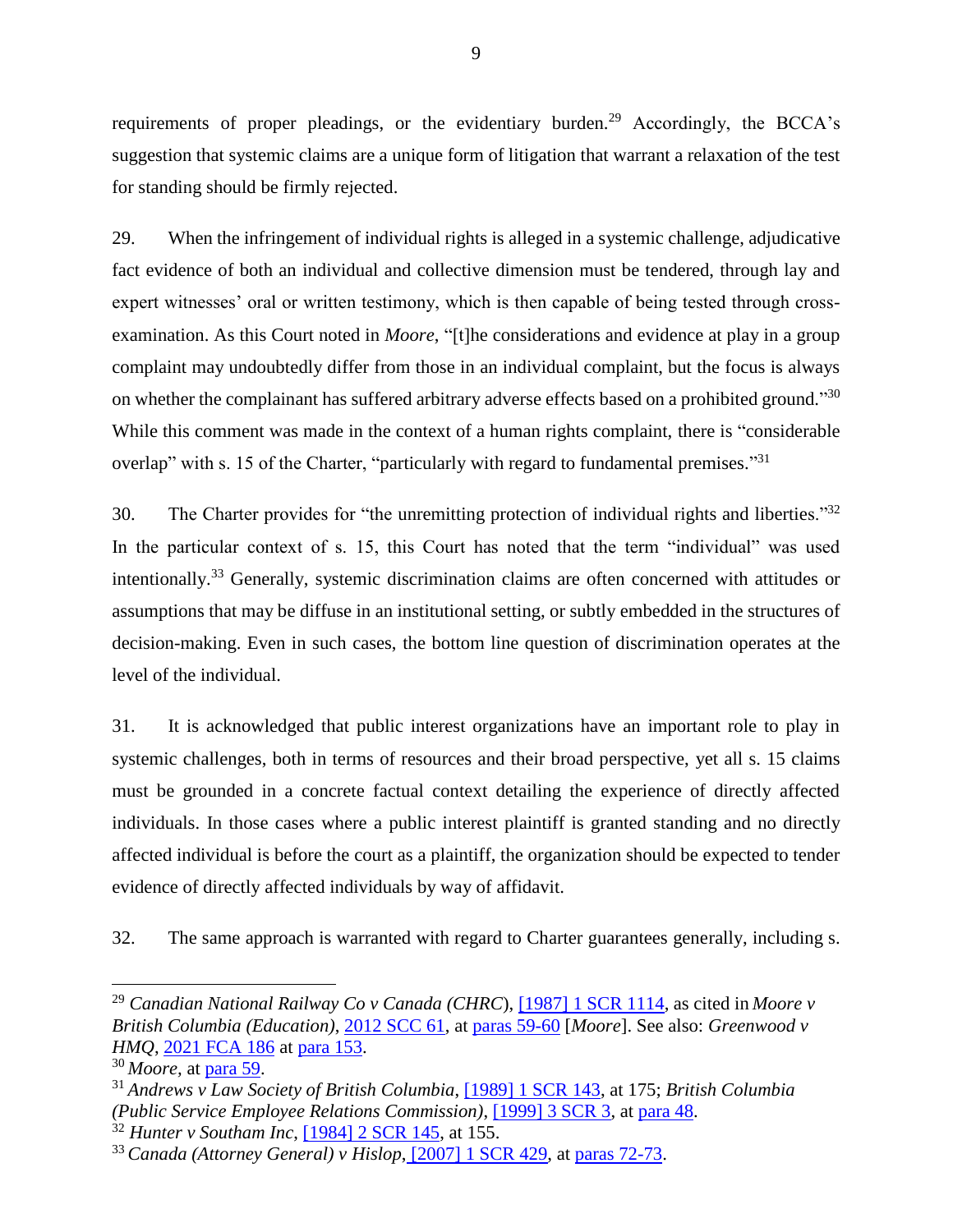requirements of proper pleadings, or the evidentiary burden.[29] Accordingly, the BCCA's suggestion that systemic claims are a unique form of litigation that warrant a relaxation of the test for standing should be firmly rejected.

29. When the infringement of individual rights is alleged in a systemic challenge, adjudicative fact evidence of both an individual and collective dimension must be tendered, through lay and expert witnesses' oral or written testimony, which is then capable of being tested through cross-examination. As this Court noted in *Moore*, "[t]he considerations and evidence at play in a group complaint may undoubtedly differ from those in an individual complaint, but the focus is always on whether the complainant has suffered arbitrary adverse effects based on a prohibited ground."[30] While this comment was made in the context of a human rights complaint, there is "considerable overlap" with s. 15 of the Charter, "particularly with regard to fundamental premises."[31]

30. The Charter provides for "the unremitting protection of individual rights and liberties."[32] In the particular context of s. 15, this Court has noted that the term "individual" was used intentionally.[33] Generally, systemic discrimination claims are often concerned with attitudes or assumptions that may be diffuse in an institutional setting, or subtly embedded in the structures of decision-making. Even in such cases, the bottom line question of discrimination operates at the level of the individual.

31. It is acknowledged that public interest organizations have an important role to play in systemic challenges, both in terms of resources and their broad perspective, yet all s. 15 claims must be grounded in a concrete factual context detailing the experience of directly affected individuals. In those cases where a public interest plaintiff is granted standing and no directly affected individual is before the court as a plaintiff, the organization should be expected to tender evidence of directly affected individuals by way of affidavit.

32. The same approach is warranted with regard to Charter guarantees generally, including s.

---

[29] *Canadian National Railway Co v Canada (CHRC)*, [1987] 1 SCR 1114, as cited in *Moore v British Columbia (Education)*, 2012 SCC 61, at paras 59-60 [*Moore*]. See also: *Greenwood v HMQ*, 2021 FCA 186 at para 153.

[30] *Moore*, at para 59.

[31] *Andrews v Law Society of British Columbia*, [1989] 1 SCR 143, at 175; *British Columbia (Public Service Employee Relations Commission)*, [1999] 3 SCR 3, at para 48.

[32] *Hunter v Southam Inc*, [1984] 2 SCR 145, at 155.

[33] *Canada (Attorney General) v Hislop*, [2007] 1 SCR 429, at paras 72-73.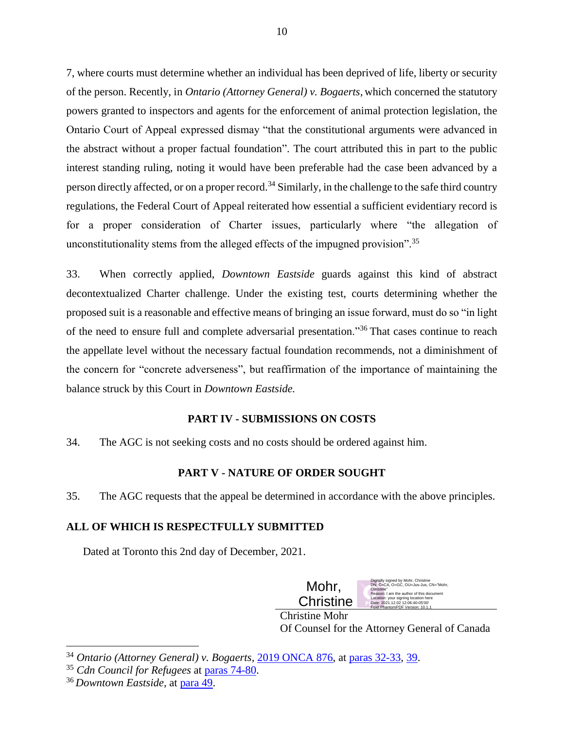7, where courts must determine whether an individual has been deprived of life, liberty or security of the person. Recently, in *Ontario (Attorney General) v. Bogaerts*, which concerned the statutory powers granted to inspectors and agents for the enforcement of animal protection legislation, the Ontario Court of Appeal expressed dismay "that the constitutional arguments were advanced in the abstract without a proper factual foundation". The court attributed this in part to the public interest standing ruling, noting it would have been preferable had the case been advanced by a person directly affected, or on a proper record.[34] Similarly, in the challenge to the safe third country regulations, the Federal Court of Appeal reiterated how essential a sufficient evidentiary record is for a proper consideration of Charter issues, particularly where "the allegation of unconstitutionality stems from the alleged effects of the impugned provision".[35]

33. When correctly applied, *Downtown Eastside* guards against this kind of abstract decontextualized Charter challenge. Under the existing test, courts determining whether the proposed suit is a reasonable and effective means of bringing an issue forward, must do so "in light of the need to ensure full and complete adversarial presentation."[36] That cases continue to reach the appellate level without the necessary factual foundation recommends, not a diminishment of the concern for "concrete adverseness", but reaffirmation of the importance of maintaining the balance struck by this Court in *Downtown Eastside.*

## PART IV - SUBMISSIONS ON COSTS

34. The AGC is not seeking costs and no costs should be ordered against him.

## PART V - NATURE OF ORDER SOUGHT

35. The AGC requests that the appeal be determined in accordance with the above principles.

**ALL OF WHICH IS RESPECTFULLY SUBMITTED**

Dated at Toronto this 2nd day of December, 2021.

Mohr, Christine

Digitally signed by Mohr, Christine
DN: C=CA, O=GC, OU=Jus-Jus, CN="Mohr, Christine"
Reason: I am the author of this document
Location: your signing location here
Date: 2021.12.02 12:06:40-05'00'
Foxit PhantomPDF Version: 10.1.1

Christine Mohr
Of Counsel for the Attorney General of Canada

---

[34] *Ontario (Attorney General) v. Bogaerts*, 2019 ONCA 876, at paras 32-33, 39.

[35] *Cdn Council for Refugees* at paras 74-80.

[36] *Downtown Eastside*, at para 49.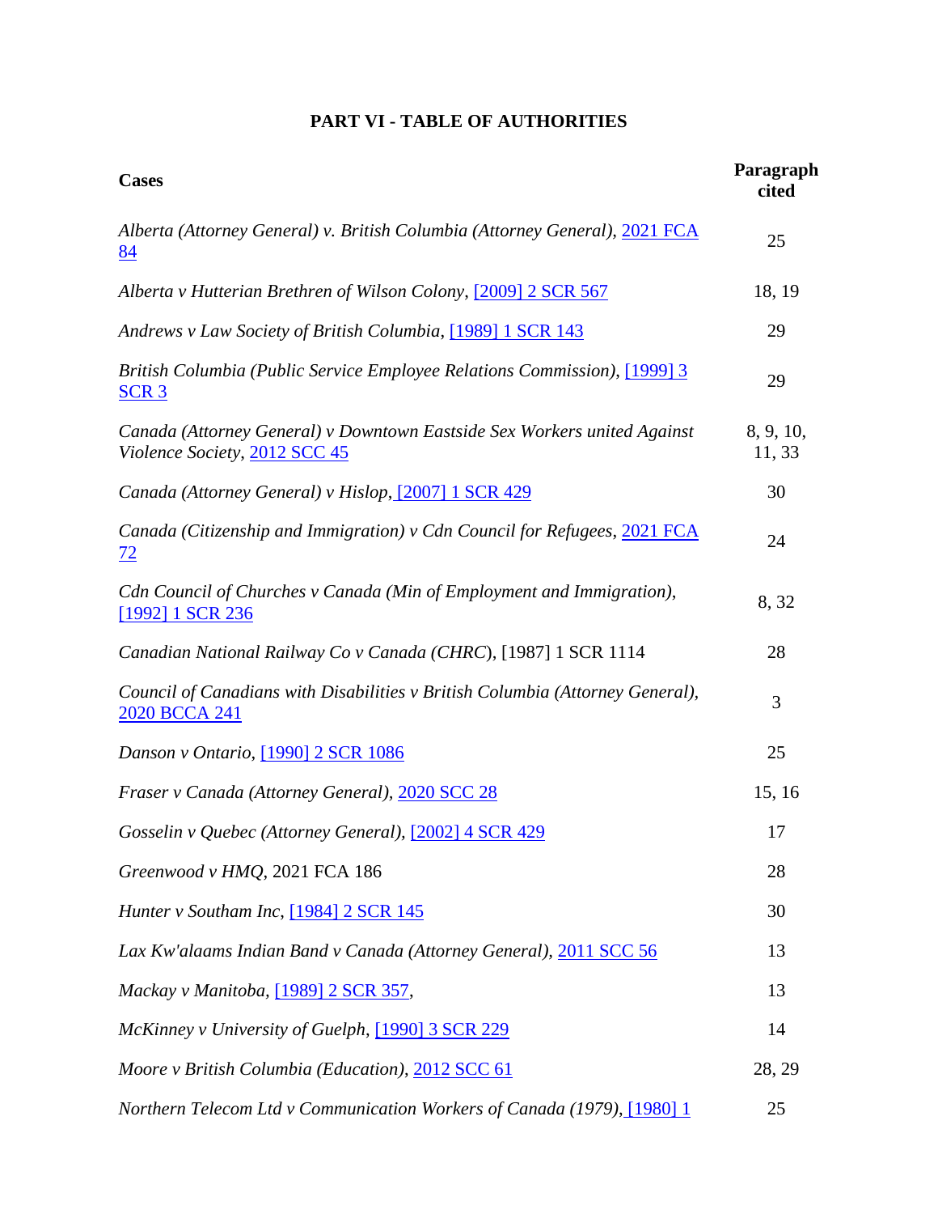## PART VI - TABLE OF AUTHORITIES

| Cases | Paragraph cited |
|---|---|
| *Alberta (Attorney General) v. British Columbia (Attorney General)*, 2021 FCA 84 | 25 |
| *Alberta v Hutterian Brethren of Wilson Colony*, [2009] 2 SCR 567 | 18, 19 |
| *Andrews v Law Society of British Columbia*, [1989] 1 SCR 143 | 29 |
| *British Columbia (Public Service Employee Relations Commission)*, [1999] 3 SCR 3 | 29 |
| *Canada (Attorney General) v Downtown Eastside Sex Workers united Against Violence Society*, 2012 SCC 45 | 8, 9, 10, 11, 33 |
| *Canada (Attorney General) v Hislop*, [2007] 1 SCR 429 | 30 |
| *Canada (Citizenship and Immigration) v Cdn Council for Refugees*, 2021 FCA 72 | 24 |
| *Cdn Council of Churches v Canada (Min of Employment and Immigration)*, [1992] 1 SCR 236 | 8, 32 |
| *Canadian National Railway Co v Canada (CHRC)*, [1987] 1 SCR 1114 | 28 |
| *Council of Canadians with Disabilities v British Columbia (Attorney General)*, 2020 BCCA 241 | 3 |
| *Danson v Ontario*, [1990] 2 SCR 1086 | 25 |
| *Fraser v Canada (Attorney General)*, 2020 SCC 28 | 15, 16 |
| *Gosselin v Quebec (Attorney General)*, [2002] 4 SCR 429 | 17 |
| *Greenwood v HMQ*, 2021 FCA 186 | 28 |
| *Hunter v Southam Inc*, [1984] 2 SCR 145 | 30 |
| *Lax Kw'alaams Indian Band v Canada (Attorney General)*, 2011 SCC 56 | 13 |
| *Mackay v Manitoba*, [1989] 2 SCR 357, | 13 |
| *McKinney v University of Guelph*, [1990] 3 SCR 229 | 14 |
| *Moore v British Columbia (Education)*, 2012 SCC 61 | 28, 29 |
| *Northern Telecom Ltd v Communication Workers of Canada (1979)*, [1980] 1 | 25 |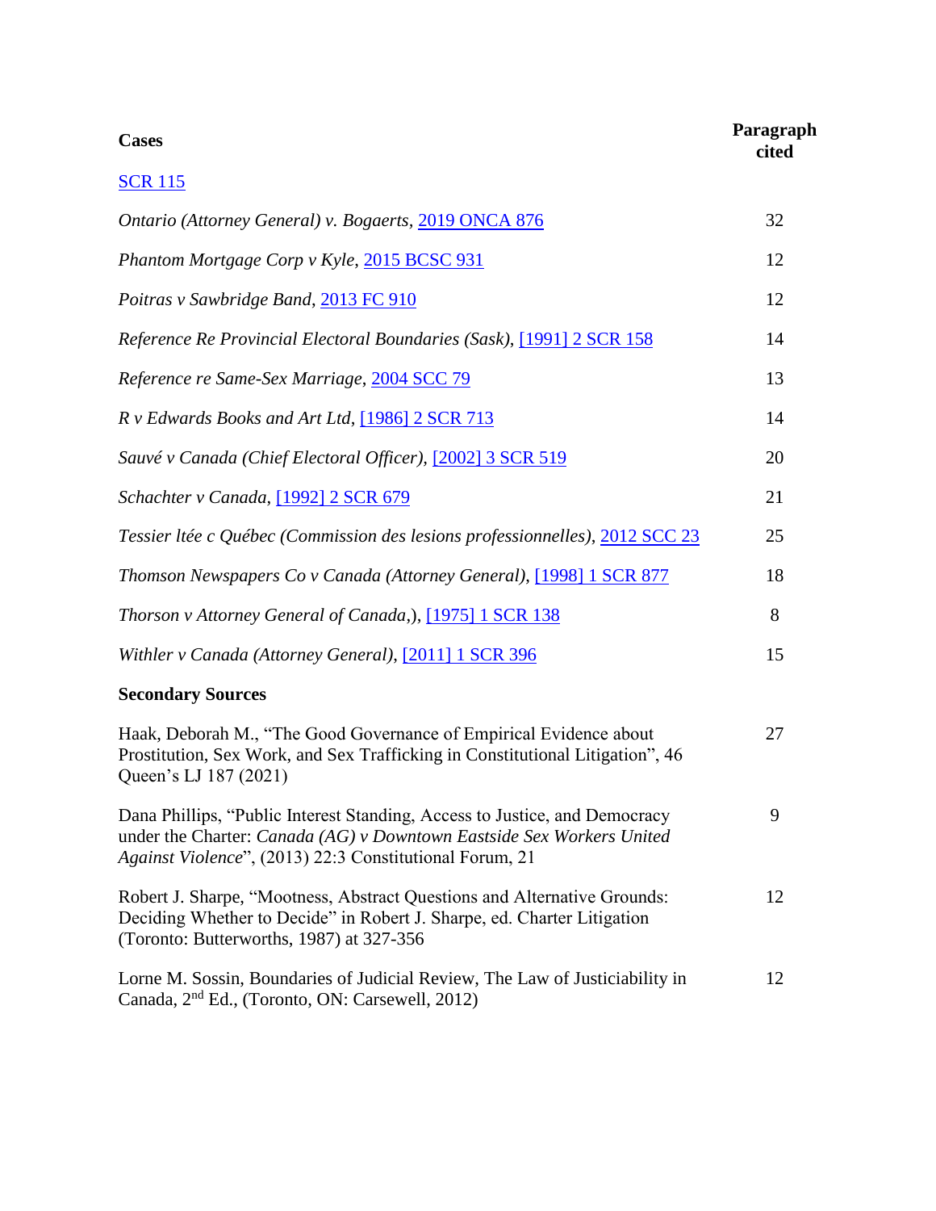| Cases | Paragraph cited |
|---|---|
| SCR 115 | |
| *Ontario (Attorney General) v. Bogaerts*, 2019 ONCA 876 | 32 |
| *Phantom Mortgage Corp v Kyle*, 2015 BCSC 931 | 12 |
| *Poitras v Sawbridge Band*, 2013 FC 910 | 12 |
| *Reference Re Provincial Electoral Boundaries (Sask)*, [1991] 2 SCR 158 | 14 |
| *Reference re Same-Sex Marriage*, 2004 SCC 79 | 13 |
| *R v Edwards Books and Art Ltd*, [1986] 2 SCR 713 | 14 |
| *Sauvé v Canada (Chief Electoral Officer)*, [2002] 3 SCR 519 | 20 |
| *Schachter v Canada*, [1992] 2 SCR 679 | 21 |
| *Tessier ltée c Québec (Commission des lesions professionnelles)*, 2012 SCC 23 | 25 |
| *Thomson Newspapers Co v Canada (Attorney General)*, [1998] 1 SCR 877 | 18 |
| *Thorson v Attorney General of Canada*,), [1975] 1 SCR 138 | 8 |
| *Withler v Canada (Attorney General)*, [2011] 1 SCR 396 | 15 |
| **Secondary Sources** | |
| Haak, Deborah M., "The Good Governance of Empirical Evidence about Prostitution, Sex Work, and Sex Trafficking in Constitutional Litigation", 46 Queen's LJ 187 (2021) | 27 |
| Dana Phillips, "Public Interest Standing, Access to Justice, and Democracy under the Charter: *Canada (AG) v Downtown Eastside Sex Workers United Against Violence*", (2013) 22:3 Constitutional Forum, 21 | 9 |
| Robert J. Sharpe, "Mootness, Abstract Questions and Alternative Grounds: Deciding Whether to Decide" in Robert J. Sharpe, ed. Charter Litigation (Toronto: Butterworths, 1987) at 327-356 | 12 |
| Lorne M. Sossin, Boundaries of Judicial Review, The Law of Justiciability in Canada, 2nd Ed., (Toronto, ON: Carsewell, 2012) | 12 |